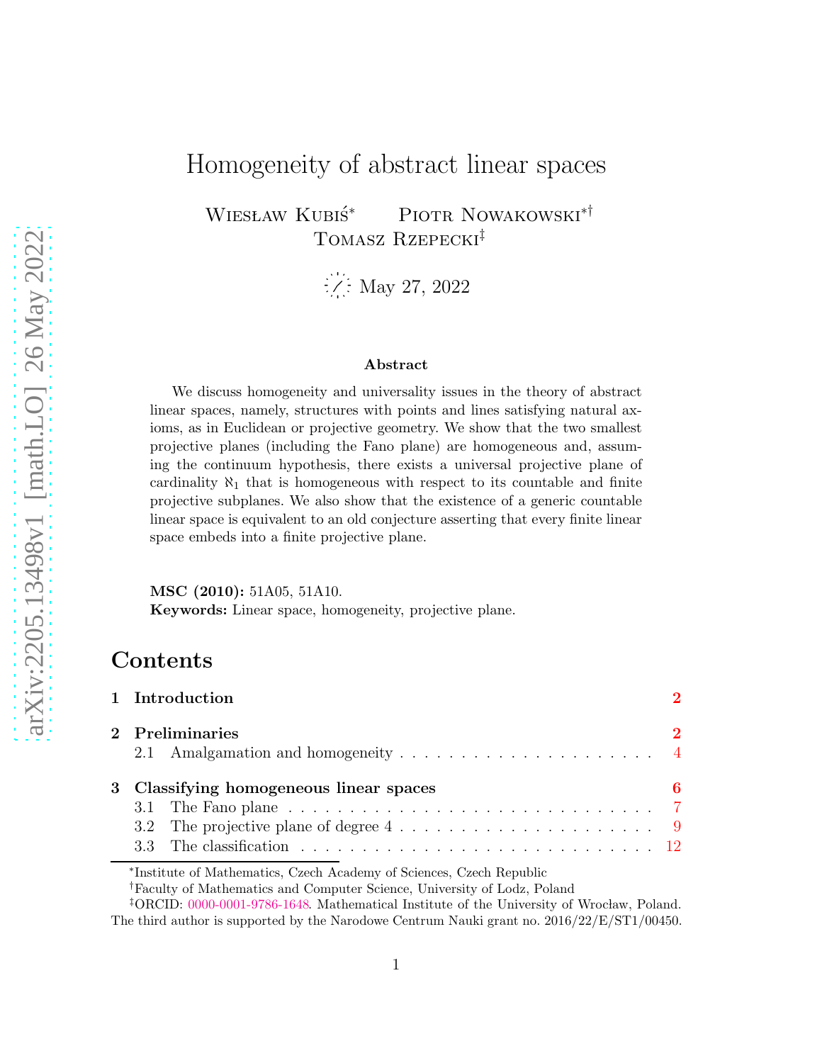# Homogeneity of abstract linear spaces

Wiesław Kubiś[*] Piotr Nowakowski[*†]
Tomasz Rzepecki[‡]

May 27, 2022

### Abstract

We discuss homogeneity and universality issues in the theory of abstract linear spaces, namely, structures with points and lines satisfying natural axioms, as in Euclidean or projective geometry. We show that the two smallest projective planes (including the Fano plane) are homogeneous and, assuming the continuum hypothesis, there exists a universal projective plane of cardinality $\aleph_1$ that is homogeneous with respect to its countable and finite projective subplanes. We also show that the existence of a generic countable linear space is equivalent to an old conjecture asserting that every finite linear space embeds into a finite projective plane.

**MSC (2010):** 51A05, 51A10.
**Keywords:** Linear space, homogeneity, projective plane.

## Contents

- 1 Introduction — 2
- 2 Preliminaries — 2
  - 2.1 Amalgamation and homogeneity — 4
- 3 Classifying homogeneous linear spaces — 6
  - 3.1 The Fano plane — 7
  - 3.2 The projective plane of degree 4 — 9
  - 3.3 The classification — 12

---

[*]Institute of Mathematics, Czech Academy of Sciences, Czech Republic

[†]Faculty of Mathematics and Computer Science, University of Lodz, Poland

[‡]ORCID: 0000-0001-9786-1648. Mathematical Institute of the University of Wrocław, Poland. The third author is supported by the Narodowe Centrum Nauki grant no. 2016/22/E/ST1/00450.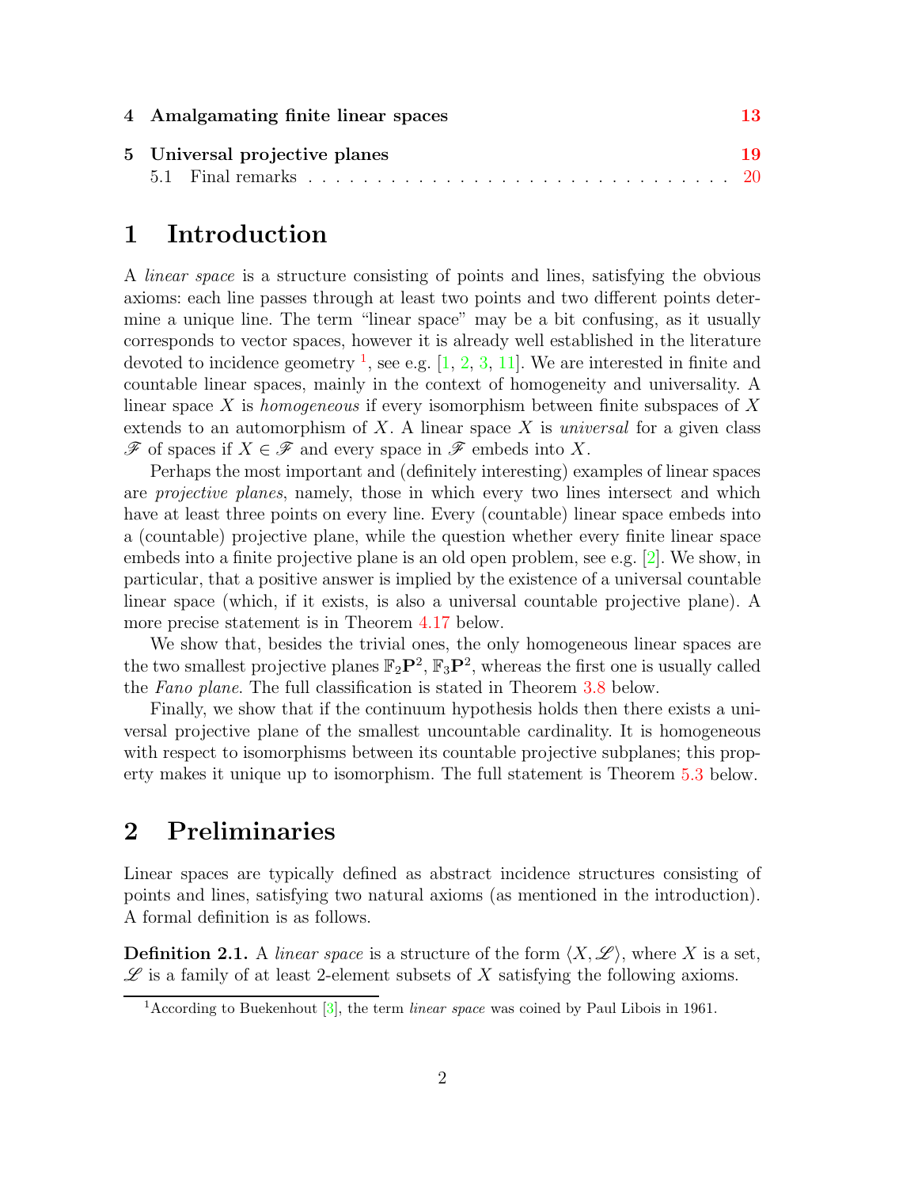| | | |
|---|---|---|
| **4** | **Amalgamating finite linear spaces** | **13** |
| **5** | **Universal projective planes** | **19** |
| | 5.1 Final remarks | 20 |

# 1 Introduction

A *linear space* is a structure consisting of points and lines, satisfying the obvious axioms: each line passes through at least two points and two different points determine a unique line. The term "linear space" may be a bit confusing, as it usually corresponds to vector spaces, however it is already well established in the literature devoted to incidence geometry [1], see e.g. [1, 2, 3, 11]. We are interested in finite and countable linear spaces, mainly in the context of homogeneity and universality. A linear space $X$ is *homogeneous* if every isomorphism between finite subspaces of $X$ extends to an automorphism of $X$. A linear space $X$ is *universal* for a given class $\mathscr{F}$ of spaces if $X \in \mathscr{F}$ and every space in $\mathscr{F}$ embeds into $X$.

Perhaps the most important and (definitely interesting) examples of linear spaces are *projective planes*, namely, those in which every two lines intersect and which have at least three points on every line. Every (countable) linear space embeds into a (countable) projective plane, while the question whether every finite linear space embeds into a finite projective plane is an old open problem, see e.g. [2]. We show, in particular, that a positive answer is implied by the existence of a universal countable linear space (which, if it exists, is also a universal countable projective plane). A more precise statement is in Theorem 4.17 below.

We show that, besides the trivial ones, the only homogeneous linear spaces are the two smallest projective planes $\mathbb{F}_2\mathbf{P}^2$, $\mathbb{F}_3\mathbf{P}^2$, whereas the first one is usually called the *Fano plane*. The full classification is stated in Theorem 3.8 below.

Finally, we show that if the continuum hypothesis holds then there exists a universal projective plane of the smallest uncountable cardinality. It is homogeneous with respect to isomorphisms between its countable projective subplanes; this property makes it unique up to isomorphism. The full statement is Theorem 5.3 below.

# 2 Preliminaries

Linear spaces are typically defined as abstract incidence structures consisting of points and lines, satisfying two natural axioms (as mentioned in the introduction). A formal definition is as follows.

**Definition 2.1.** A *linear space* is a structure of the form $\langle X, \mathscr{L} \rangle$, where $X$ is a set, $\mathscr{L}$ is a family of at least 2-element subsets of $X$ satisfying the following axioms.

[1] According to Buekenhout [3], the term *linear space* was coined by Paul Libois in 1961.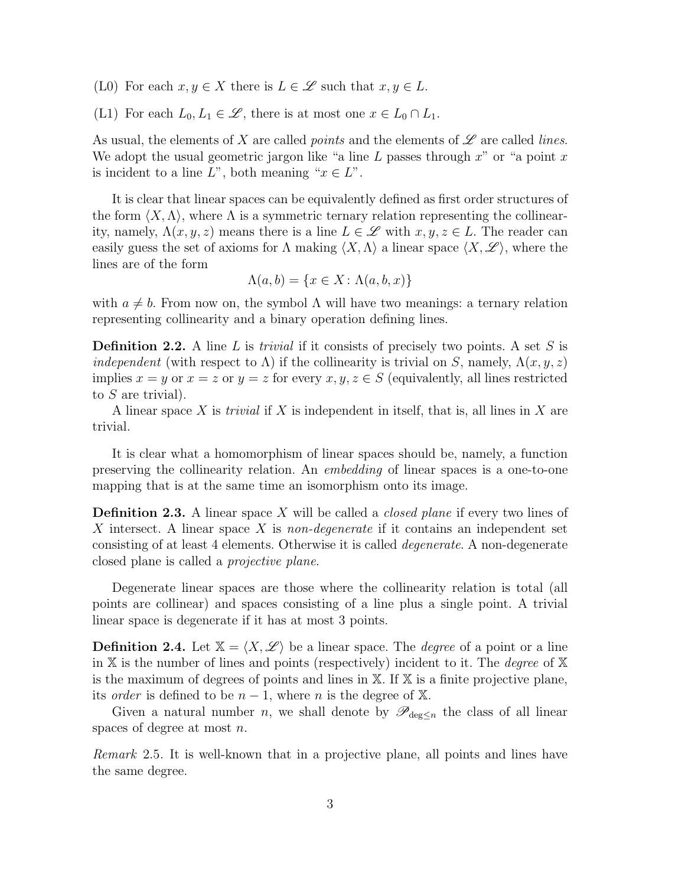(L0) For each $x, y \in X$ there is $L \in \mathscr{L}$ such that $x, y \in L$.

(L1) For each $L_0, L_1 \in \mathscr{L}$, there is at most one $x \in L_0 \cap L_1$.

As usual, the elements of $X$ are called *points* and the elements of $\mathscr{L}$ are called *lines*. We adopt the usual geometric jargon like "a line $L$ passes through $x$" or "a point $x$ is incident to a line $L$", both meaning "$x \in L$".

It is clear that linear spaces can be equivalently defined as first order structures of the form $\langle X, \Lambda \rangle$, where $\Lambda$ is a symmetric ternary relation representing the collinearity, namely, $\Lambda(x, y, z)$ means there is a line $L \in \mathscr{L}$ with $x, y, z \in L$. The reader can easily guess the set of axioms for $\Lambda$ making $\langle X, \Lambda \rangle$ a linear space $\langle X, \mathscr{L} \rangle$, where the lines are of the form

$$\Lambda(a, b) = \{x \in X : \Lambda(a, b, x)\}$$

with $a \neq b$. From now on, the symbol $\Lambda$ will have two meanings: a ternary relation representing collinearity and a binary operation defining lines.

**Definition 2.2.** A line $L$ is *trivial* if it consists of precisely two points. A set $S$ is *independent* (with respect to $\Lambda$) if the collinearity is trivial on $S$, namely, $\Lambda(x, y, z)$ implies $x = y$ or $x = z$ or $y = z$ for every $x, y, z \in S$ (equivalently, all lines restricted to $S$ are trivial).

A linear space $X$ is *trivial* if $X$ is independent in itself, that is, all lines in $X$ are trivial.

It is clear what a homomorphism of linear spaces should be, namely, a function preserving the collinearity relation. An *embedding* of linear spaces is a one-to-one mapping that is at the same time an isomorphism onto its image.

**Definition 2.3.** A linear space $X$ will be called a *closed plane* if every two lines of $X$ intersect. A linear space $X$ is *non-degenerate* if it contains an independent set consisting of at least 4 elements. Otherwise it is called *degenerate*. A non-degenerate closed plane is called a *projective plane*.

Degenerate linear spaces are those where the collinearity relation is total (all points are collinear) and spaces consisting of a line plus a single point. A trivial linear space is degenerate if it has at most 3 points.

**Definition 2.4.** Let $\mathbb{X} = \langle X, \mathscr{L} \rangle$ be a linear space. The *degree* of a point or a line in $\mathbb{X}$ is the number of lines and points (respectively) incident to it. The *degree* of $\mathbb{X}$ is the maximum of degrees of points and lines in $\mathbb{X}$. If $\mathbb{X}$ is a finite projective plane, its *order* is defined to be $n - 1$, where $n$ is the degree of $\mathbb{X}$.

Given a natural number $n$, we shall denote by $\mathscr{P}_{\deg \leq n}$ the class of all linear spaces of degree at most $n$.

*Remark* 2.5. It is well-known that in a projective plane, all points and lines have the same degree.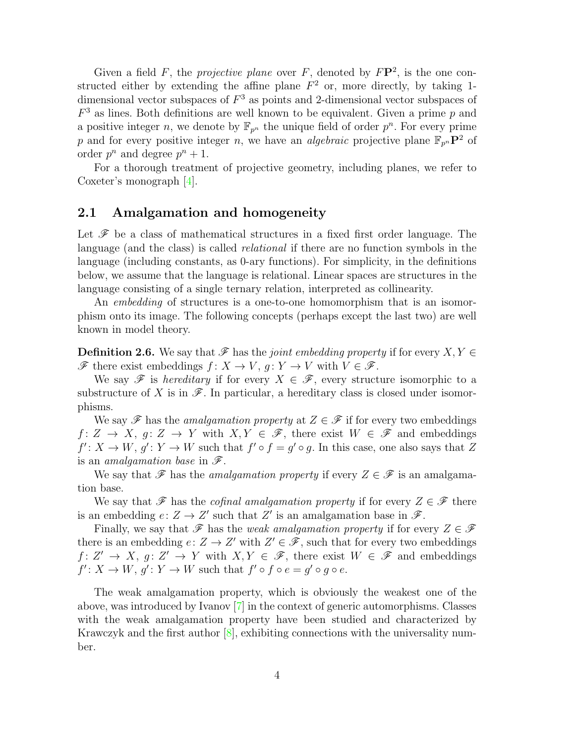Given a field $F$, the *projective plane* over $F$, denoted by $F\mathbf{P}^2$, is the one constructed either by extending the affine plane $F^2$ or, more directly, by taking 1-dimensional vector subspaces of $F^3$ as points and 2-dimensional vector subspaces of $F^3$ as lines. Both definitions are well known to be equivalent. Given a prime $p$ and a positive integer $n$, we denote by $\mathbb{F}_{p^n}$ the unique field of order $p^n$. For every prime $p$ and for every positive integer $n$, we have an *algebraic* projective plane $\mathbb{F}_{p^n}\mathbf{P}^2$ of order $p^n$ and degree $p^n + 1$.

For a thorough treatment of projective geometry, including planes, we refer to Coxeter's monograph [4].

## 2.1 Amalgamation and homogeneity

Let $\mathscr{F}$ be a class of mathematical structures in a fixed first order language. The language (and the class) is called *relational* if there are no function symbols in the language (including constants, as 0-ary functions). For simplicity, in the definitions below, we assume that the language is relational. Linear spaces are structures in the language consisting of a single ternary relation, interpreted as collinearity.

An *embedding* of structures is a one-to-one homomorphism that is an isomorphism onto its image. The following concepts (perhaps except the last two) are well known in model theory.

**Definition 2.6.** We say that $\mathscr{F}$ has the *joint embedding property* if for every $X, Y \in \mathscr{F}$ there exist embeddings $f\colon X \to V$, $g\colon Y \to V$ with $V \in \mathscr{F}$.

We say $\mathscr{F}$ is *hereditary* if for every $X \in \mathscr{F}$, every structure isomorphic to a substructure of $X$ is in $\mathscr{F}$. In particular, a hereditary class is closed under isomorphisms.

We say $\mathscr{F}$ has the *amalgamation property* at $Z \in \mathscr{F}$ if for every two embeddings $f\colon Z \to X$, $g\colon Z \to Y$ with $X, Y \in \mathscr{F}$, there exist $W \in \mathscr{F}$ and embeddings $f'\colon X \to W$, $g'\colon Y \to W$ such that $f' \circ f = g' \circ g$. In this case, one also says that $Z$ is an *amalgamation base* in $\mathscr{F}$.

We say that $\mathscr{F}$ has the *amalgamation property* if every $Z \in \mathscr{F}$ is an amalgamation base.

We say that $\mathscr{F}$ has the *cofinal amalgamation property* if for every $Z \in \mathscr{F}$ there is an embedding $e\colon Z \to Z'$ such that $Z'$ is an amalgamation base in $\mathscr{F}$.

Finally, we say that $\mathscr{F}$ has the *weak amalgamation property* if for every $Z \in \mathscr{F}$ there is an embedding $e\colon Z \to Z'$ with $Z' \in \mathscr{F}$, such that for every two embeddings $f\colon Z' \to X$, $g\colon Z' \to Y$ with $X, Y \in \mathscr{F}$, there exist $W \in \mathscr{F}$ and embeddings $f'\colon X \to W$, $g'\colon Y \to W$ such that $f' \circ f \circ e = g' \circ g \circ e$.

The weak amalgamation property, which is obviously the weakest one of the above, was introduced by Ivanov [7] in the context of generic automorphisms. Classes with the weak amalgamation property have been studied and characterized by Krawczyk and the first author [8], exhibiting connections with the universality number.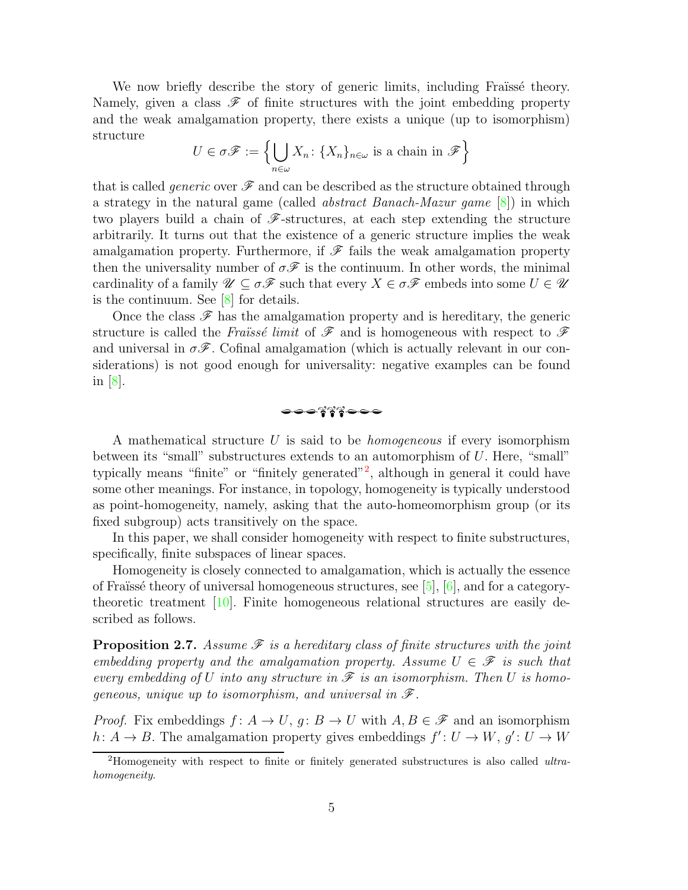We now briefly describe the story of generic limits, including Fraïssé theory. Namely, given a class $\mathscr{F}$ of finite structures with the joint embedding property and the weak amalgamation property, there exists a unique (up to isomorphism) structure

$$U \in \sigma\mathscr{F} := \Big\{ \bigcup_{n\in\omega} X_n \colon \{X_n\}_{n\in\omega} \text{ is a chain in } \mathscr{F} \Big\}$$

that is called *generic* over $\mathscr{F}$ and can be described as the structure obtained through a strategy in the natural game (called *abstract Banach-Mazur game* [8]) in which two players build a chain of $\mathscr{F}$-structures, at each step extending the structure arbitrarily. It turns out that the existence of a generic structure implies the weak amalgamation property. Furthermore, if $\mathscr{F}$ fails the weak amalgamation property then the universality number of $\sigma\mathscr{F}$ is the continuum. In other words, the minimal cardinality of a family $\mathscr{U} \subseteq \sigma\mathscr{F}$ such that every $X \in \sigma\mathscr{F}$ embeds into some $U \in \mathscr{U}$ is the continuum. See [8] for details.

Once the class $\mathscr{F}$ has the amalgamation property and is hereditary, the generic structure is called the *Fraïssé limit* of $\mathscr{F}$ and is homogeneous with respect to $\mathscr{F}$ and universal in $\sigma\mathscr{F}$. Cofinal amalgamation (which is actually relevant in our considerations) is not good enough for universality: negative examples can be found in [8].

---

A mathematical structure $U$ is said to be *homogeneous* if every isomorphism between its "small" substructures extends to an automorphism of $U$. Here, "small" typically means "finite" or "finitely generated"[2], although in general it could have some other meanings. For instance, in topology, homogeneity is typically understood as point-homogeneity, namely, asking that the auto-homeomorphism group (or its fixed subgroup) acts transitively on the space.

In this paper, we shall consider homogeneity with respect to finite substructures, specifically, finite subspaces of linear spaces.

Homogeneity is closely connected to amalgamation, which is actually the essence of Fraïssé theory of universal homogeneous structures, see [5], [6], and for a category-theoretic treatment [10]. Finite homogeneous relational structures are easily described as follows.

**Proposition 2.7.** *Assume $\mathscr{F}$ is a hereditary class of finite structures with the joint embedding property and the amalgamation property. Assume $U \in \mathscr{F}$ is such that every embedding of $U$ into any structure in $\mathscr{F}$ is an isomorphism. Then $U$ is homogeneous, unique up to isomorphism, and universal in $\mathscr{F}$.*

*Proof.* Fix embeddings $f \colon A \to U$, $g \colon B \to U$ with $A, B \in \mathscr{F}$ and an isomorphism $h \colon A \to B$. The amalgamation property gives embeddings $f' \colon U \to W$, $g' \colon U \to W$

[2] Homogeneity with respect to finite or finitely generated substructures is also called *ultrahomogeneity*.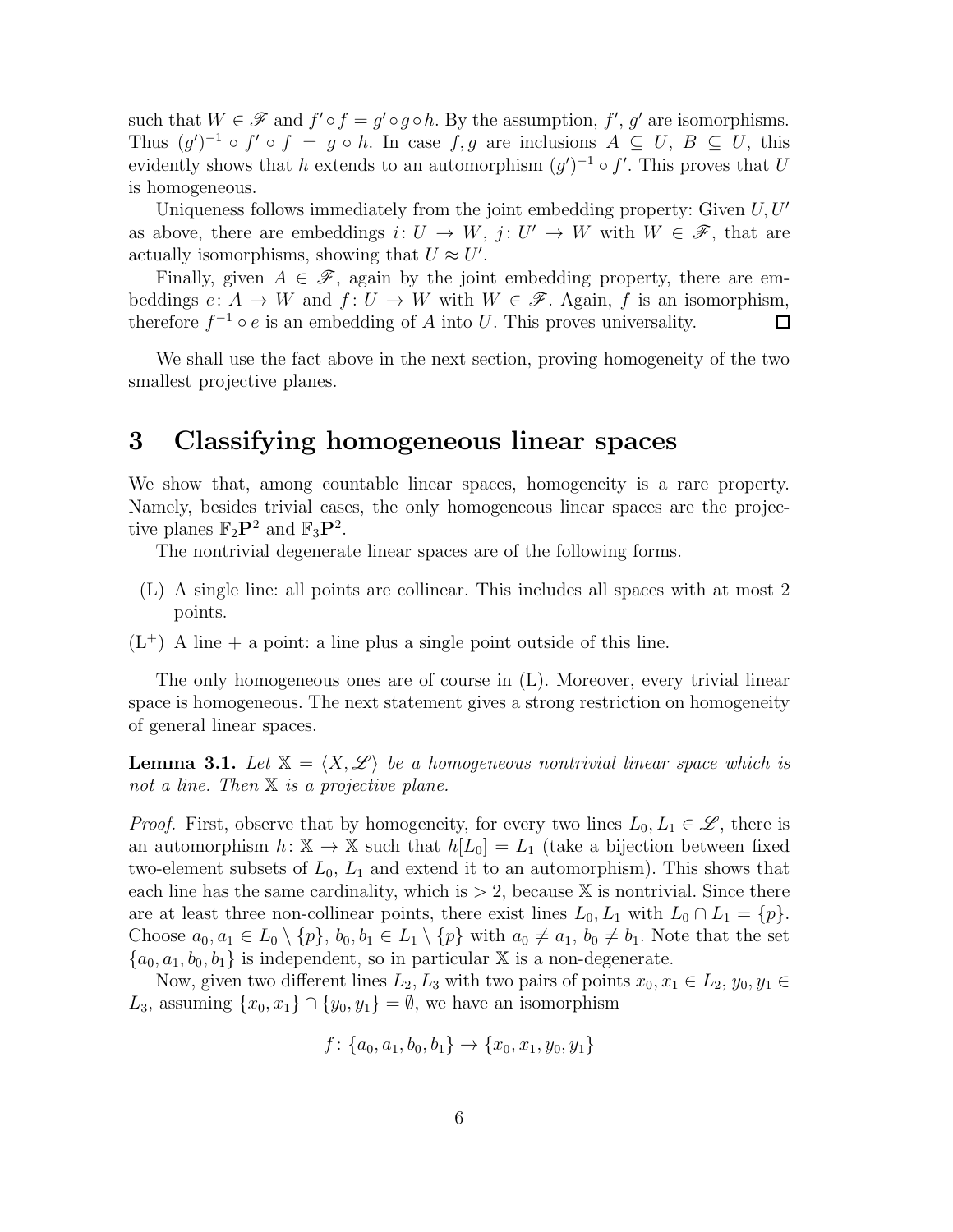such that $W \in \mathscr{F}$ and $f' \circ f = g' \circ g \circ h$. By the assumption, $f'$, $g'$ are isomorphisms. Thus $(g')^{-1} \circ f' \circ f = g \circ h$. In case $f, g$ are inclusions $A \subseteq U$, $B \subseteq U$, this evidently shows that $h$ extends to an automorphism $(g')^{-1} \circ f'$. This proves that $U$ is homogeneous.

Uniqueness follows immediately from the joint embedding property: Given $U, U'$ as above, there are embeddings $i \colon U \to W$, $j \colon U' \to W$ with $W \in \mathscr{F}$, that are actually isomorphisms, showing that $U \approx U'$.

Finally, given $A \in \mathscr{F}$, again by the joint embedding property, there are embeddings $e \colon A \to W$ and $f \colon U \to W$ with $W \in \mathscr{F}$. Again, $f$ is an isomorphism, therefore $f^{-1} \circ e$ is an embedding of $A$ into $U$. This proves universality. $\square$

We shall use the fact above in the next section, proving homogeneity of the two smallest projective planes.

# 3 Classifying homogeneous linear spaces

We show that, among countable linear spaces, homogeneity is a rare property. Namely, besides trivial cases, the only homogeneous linear spaces are the projective planes $\mathbb{F}_2\mathbf{P}^2$ and $\mathbb{F}_3\mathbf{P}^2$.

The nontrivial degenerate linear spaces are of the following forms.

- (L) A single line: all points are collinear. This includes all spaces with at most 2 points.
- ($\text{L}^+$) A line + a point: a line plus a single point outside of this line.

The only homogeneous ones are of course in (L). Moreover, every trivial linear space is homogeneous. The next statement gives a strong restriction on homogeneity of general linear spaces.

**Lemma 3.1.** *Let $\mathbb{X} = \langle X, \mathscr{L} \rangle$ be a homogeneous nontrivial linear space which is not a line. Then $\mathbb{X}$ is a projective plane.*

*Proof.* First, observe that by homogeneity, for every two lines $L_0, L_1 \in \mathscr{L}$, there is an automorphism $h \colon \mathbb{X} \to \mathbb{X}$ such that $h[L_0] = L_1$ (take a bijection between fixed two-element subsets of $L_0$, $L_1$ and extend it to an automorphism). This shows that each line has the same cardinality, which is $> 2$, because $\mathbb{X}$ is nontrivial. Since there are at least three non-collinear points, there exist lines $L_0, L_1$ with $L_0 \cap L_1 = \{p\}$. Choose $a_0, a_1 \in L_0 \setminus \{p\}$, $b_0, b_1 \in L_1 \setminus \{p\}$ with $a_0 \neq a_1$, $b_0 \neq b_1$. Note that the set $\{a_0, a_1, b_0, b_1\}$ is independent, so in particular $\mathbb{X}$ is a non-degenerate.

Now, given two different lines $L_2, L_3$ with two pairs of points $x_0, x_1 \in L_2$, $y_0, y_1 \in L_3$, assuming $\{x_0, x_1\} \cap \{y_0, y_1\} = \emptyset$, we have an isomorphism

$$f \colon \{a_0, a_1, b_0, b_1\} \to \{x_0, x_1, y_0, y_1\}$$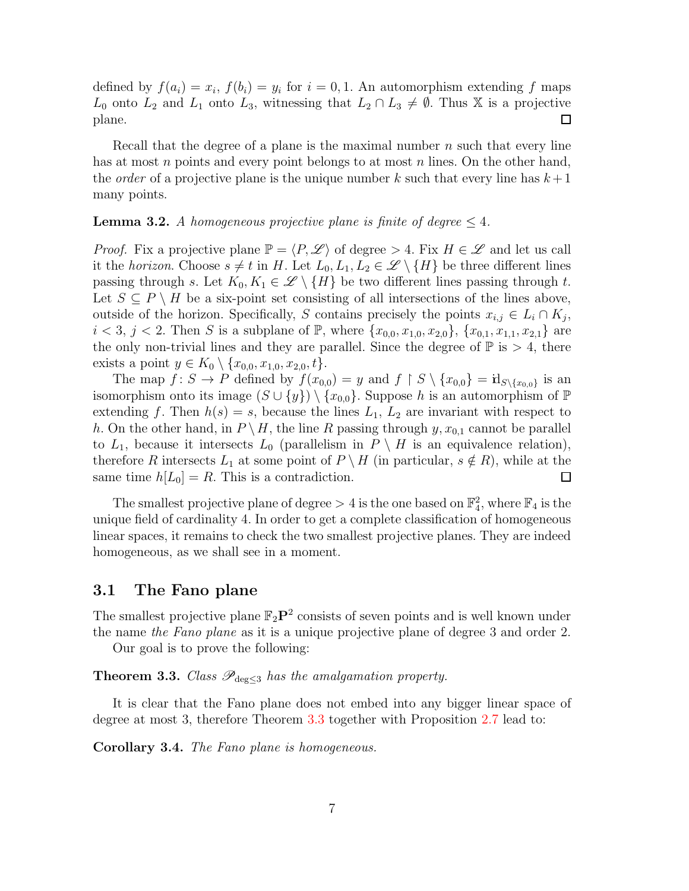defined by $f(a_i) = x_i$, $f(b_i) = y_i$ for $i = 0, 1$. An automorphism extending $f$ maps $L_0$ onto $L_2$ and $L_1$ onto $L_3$, witnessing that $L_2 \cap L_3 \neq \emptyset$. Thus $\mathbb{X}$ is a projective plane. $\square$

Recall that the degree of a plane is the maximal number $n$ such that every line has at most $n$ points and every point belongs to at most $n$ lines. On the other hand, the *order* of a projective plane is the unique number $k$ such that every line has $k+1$ many points.

**Lemma 3.2.** *A homogeneous projective plane is finite of degree $\leq 4$.*

*Proof.* Fix a projective plane $\mathbb{P} = \langle P, \mathscr{L} \rangle$ of degree $> 4$. Fix $H \in \mathscr{L}$ and let us call it the *horizon*. Choose $s \neq t$ in $H$. Let $L_0, L_1, L_2 \in \mathscr{L} \setminus \{H\}$ be three different lines passing through $s$. Let $K_0, K_1 \in \mathscr{L} \setminus \{H\}$ be two different lines passing through $t$. Let $S \subseteq P \setminus H$ be a six-point set consisting of all intersections of the lines above, outside of the horizon. Specifically, $S$ contains precisely the points $x_{i,j} \in L_i \cap K_j$, $i < 3$, $j < 2$. Then $S$ is a subplane of $\mathbb{P}$, where $\{x_{0,0}, x_{1,0}, x_{2,0}\}$, $\{x_{0,1}, x_{1,1}, x_{2,1}\}$ are the only non-trivial lines and they are parallel. Since the degree of $\mathbb{P}$ is $> 4$, there exists a point $y \in K_0 \setminus \{x_{0,0}, x_{1,0}, x_{2,0}, t\}$.

The map $f \colon S \to P$ defined by $f(x_{0,0}) = y$ and $f \restriction S \setminus \{x_{0,0}\} = \mathrm{id}_{S \setminus \{x_{0,0}\}}$ is an isomorphism onto its image $(S \cup \{y\}) \setminus \{x_{0,0}\}$. Suppose $h$ is an automorphism of $\mathbb{P}$ extending $f$. Then $h(s) = s$, because the lines $L_1$, $L_2$ are invariant with respect to $h$. On the other hand, in $P \setminus H$, the line $R$ passing through $y, x_{0,1}$ cannot be parallel to $L_1$, because it intersects $L_0$ (parallelism in $P \setminus H$ is an equivalence relation), therefore $R$ intersects $L_1$ at some point of $P \setminus H$ (in particular, $s \notin R$), while at the same time $h[L_0] = R$. This is a contradiction. $\square$

The smallest projective plane of degree $> 4$ is the one based on $\mathbb{F}_4^2$, where $\mathbb{F}_4$ is the unique field of cardinality 4. In order to get a complete classification of homogeneous linear spaces, it remains to check the two smallest projective planes. They are indeed homogeneous, as we shall see in a moment.

## 3.1 The Fano plane

The smallest projective plane $\mathbb{F}_2\mathbf{P}^2$ consists of seven points and is well known under the name *the Fano plane* as it is a unique projective plane of degree 3 and order 2.

Our goal is to prove the following:

**Theorem 3.3.** *Class $\mathscr{P}_{\deg \leq 3}$ has the amalgamation property.*

It is clear that the Fano plane does not embed into any bigger linear space of degree at most 3, therefore Theorem 3.3 together with Proposition 2.7 lead to:

**Corollary 3.4.** *The Fano plane is homogeneous.*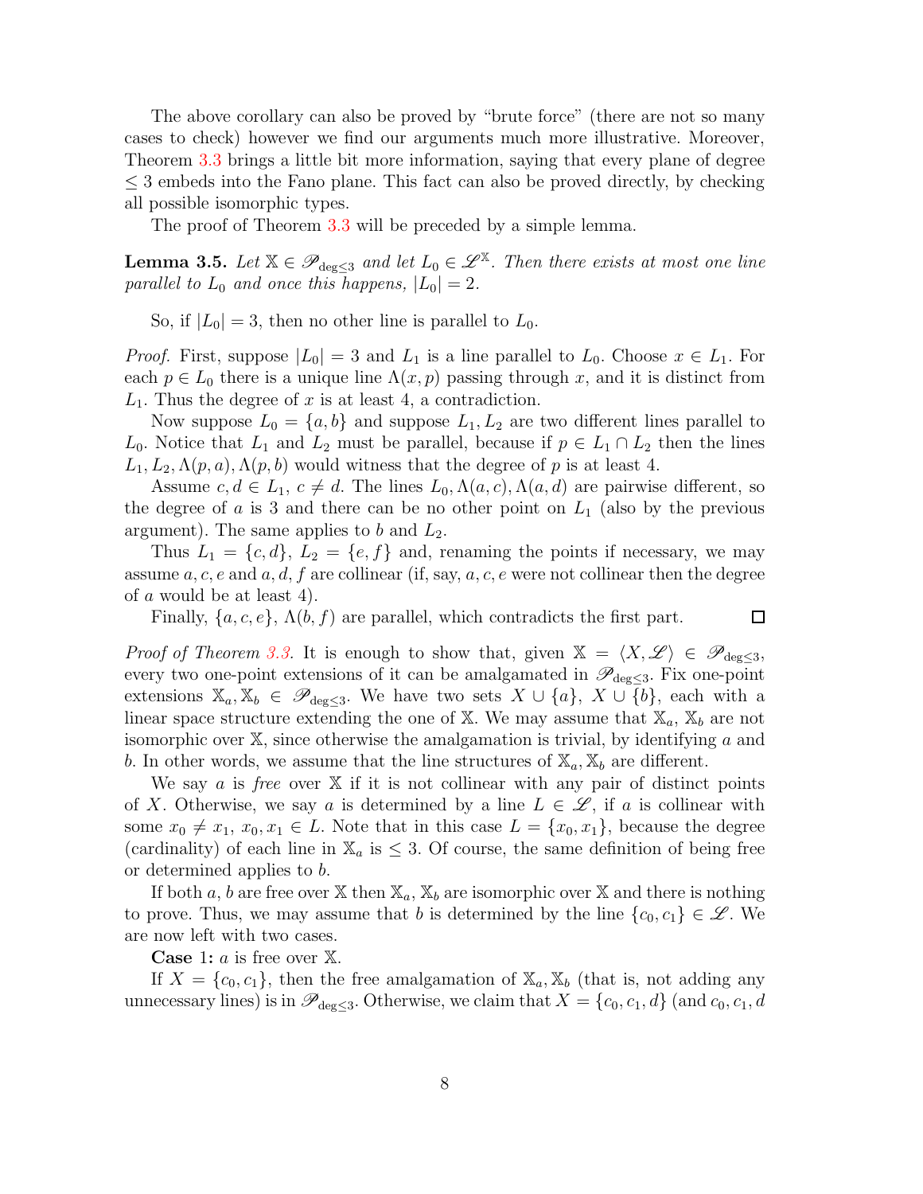The above corollary can also be proved by "brute force" (there are not so many cases to check) however we find our arguments much more illustrative. Moreover, Theorem 3.3 brings a little bit more information, saying that every plane of degree $\leq 3$ embeds into the Fano plane. This fact can also be proved directly, by checking all possible isomorphic types.

The proof of Theorem 3.3 will be preceded by a simple lemma.

**Lemma 3.5.** *Let $\mathbb{X} \in \mathscr{P}_{\deg\leq 3}$ and let $L_0 \in \mathscr{L}^{\mathbb{X}}$. Then there exists at most one line parallel to $L_0$ and once this happens, $|L_0| = 2$.*

So, if $|L_0| = 3$, then no other line is parallel to $L_0$.

*Proof.* First, suppose $|L_0| = 3$ and $L_1$ is a line parallel to $L_0$. Choose $x \in L_1$. For each $p \in L_0$ there is a unique line $\Lambda(x, p)$ passing through $x$, and it is distinct from $L_1$. Thus the degree of $x$ is at least 4, a contradiction.

Now suppose $L_0 = \{a, b\}$ and suppose $L_1, L_2$ are two different lines parallel to $L_0$. Notice that $L_1$ and $L_2$ must be parallel, because if $p \in L_1 \cap L_2$ then the lines $L_1, L_2, \Lambda(p, a), \Lambda(p, b)$ would witness that the degree of $p$ is at least 4.

Assume $c, d \in L_1$, $c \neq d$. The lines $L_0, \Lambda(a, c), \Lambda(a, d)$ are pairwise different, so the degree of $a$ is 3 and there can be no other point on $L_1$ (also by the previous argument). The same applies to $b$ and $L_2$.

Thus $L_1 = \{c, d\}$, $L_2 = \{e, f\}$ and, renaming the points if necessary, we may assume $a, c, e$ and $a, d, f$ are collinear (if, say, $a, c, e$ were not collinear then the degree of $a$ would be at least 4).

Finally, $\{a, c, e\}$, $\Lambda(b, f)$ are parallel, which contradicts the first part. $\square$

*Proof of Theorem 3.3.* It is enough to show that, given $\mathbb{X} = \langle X, \mathscr{L} \rangle \in \mathscr{P}_{\deg\leq 3}$, every two one-point extensions of it can be amalgamated in $\mathscr{P}_{\deg\leq 3}$. Fix one-point extensions $\mathbb{X}_a, \mathbb{X}_b \in \mathscr{P}_{\deg\leq 3}$. We have two sets $X \cup \{a\}$, $X \cup \{b\}$, each with a linear space structure extending the one of $\mathbb{X}$. We may assume that $\mathbb{X}_a$, $\mathbb{X}_b$ are not isomorphic over $\mathbb{X}$, since otherwise the amalgamation is trivial, by identifying $a$ and $b$. In other words, we assume that the line structures of $\mathbb{X}_a, \mathbb{X}_b$ are different.

We say $a$ is *free* over $\mathbb{X}$ if it is not collinear with any pair of distinct points of $X$. Otherwise, we say $a$ is determined by a line $L \in \mathscr{L}$, if $a$ is collinear with some $x_0 \neq x_1$, $x_0, x_1 \in L$. Note that in this case $L = \{x_0, x_1\}$, because the degree (cardinality) of each line in $\mathbb{X}_a$ is $\leq 3$. Of course, the same definition of being free or determined applies to $b$.

If both $a, b$ are free over $\mathbb{X}$ then $\mathbb{X}_a$, $\mathbb{X}_b$ are isomorphic over $\mathbb{X}$ and there is nothing to prove. Thus, we may assume that $b$ is determined by the line $\{c_0, c_1\} \in \mathscr{L}$. We are now left with two cases.

**Case 1:** $a$ is free over $\mathbb{X}$.

If $X = \{c_0, c_1\}$, then the free amalgamation of $\mathbb{X}_a, \mathbb{X}_b$ (that is, not adding any unnecessary lines) is in $\mathscr{P}_{\deg\leq 3}$. Otherwise, we claim that $X = \{c_0, c_1, d\}$ (and $c_0, c_1, d$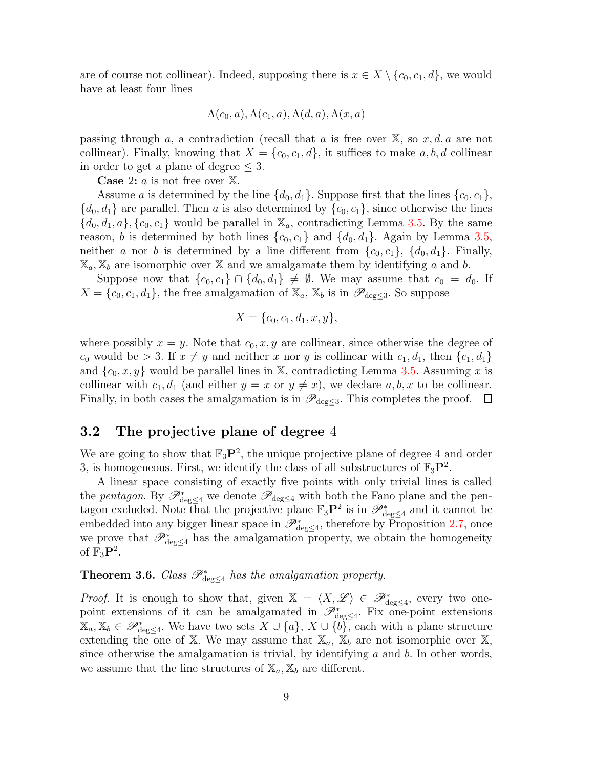are of course not collinear). Indeed, supposing there is $x \in X \setminus \{c_0, c_1, d\}$, we would have at least four lines

$$\Lambda(c_0, a), \Lambda(c_1, a), \Lambda(d, a), \Lambda(x, a)$$

passing through $a$, a contradiction (recall that $a$ is free over $\mathbb{X}$, so $x, d, a$ are not collinear). Finally, knowing that $X = \{c_0, c_1, d\}$, it suffices to make $a, b, d$ collinear in order to get a plane of degree $\leq 3$.

**Case 2:** $a$ is not free over $\mathbb{X}$.

Assume $a$ is determined by the line $\{d_0, d_1\}$. Suppose first that the lines $\{c_0, c_1\}$, $\{d_0, d_1\}$ are parallel. Then $a$ is also determined by $\{c_0, c_1\}$, since otherwise the lines $\{d_0, d_1, a\}, \{c_0, c_1\}$ would be parallel in $\mathbb{X}_a$, contradicting Lemma 3.5. By the same reason, $b$ is determined by both lines $\{c_0, c_1\}$ and $\{d_0, d_1\}$. Again by Lemma 3.5, neither $a$ nor $b$ is determined by a line different from $\{c_0, c_1\}$, $\{d_0, d_1\}$. Finally, $\mathbb{X}_a, \mathbb{X}_b$ are isomorphic over $\mathbb{X}$ and we amalgamate them by identifying $a$ and $b$.

Suppose now that $\{c_0, c_1\} \cap \{d_0, d_1\} \neq \emptyset$. We may assume that $c_0 = d_0$. If $X = \{c_0, c_1, d_1\}$, the free amalgamation of $\mathbb{X}_a$, $\mathbb{X}_b$ is in $\mathscr{P}_{\deg \leq 3}$. So suppose

$$X = \{c_0, c_1, d_1, x, y\},$$

where possibly $x = y$. Note that $c_0, x, y$ are collinear, since otherwise the degree of $c_0$ would be $> 3$. If $x \neq y$ and neither $x$ nor $y$ is collinear with $c_1, d_1$, then $\{c_1, d_1\}$ and $\{c_0, x, y\}$ would be parallel lines in $\mathbb{X}$, contradicting Lemma 3.5. Assuming $x$ is collinear with $c_1, d_1$ (and either $y = x$ or $y \neq x$), we declare $a, b, x$ to be collinear. Finally, in both cases the amalgamation is in $\mathscr{P}_{\deg \leq 3}$. This completes the proof. □

## 3.2 The projective plane of degree 4

We are going to show that $\mathbb{F}_3\mathbf{P}^2$, the unique projective plane of degree 4 and order 3, is homogeneous. First, we identify the class of all substructures of $\mathbb{F}_3\mathbf{P}^2$.

A linear space consisting of exactly five points with only trivial lines is called the *pentagon*. By $\mathscr{P}^*_{\deg \leq 4}$ we denote $\mathscr{P}_{\deg \leq 4}$ with both the Fano plane and the pentagon excluded. Note that the projective plane $\mathbb{F}_3\mathbf{P}^2$ is in $\mathscr{P}^*_{\deg \leq 4}$ and it cannot be embedded into any bigger linear space in $\mathscr{P}^*_{\deg \leq 4}$, therefore by Proposition 2.7, once we prove that $\mathscr{P}^*_{\deg \leq 4}$ has the amalgamation property, we obtain the homogeneity of $\mathbb{F}_3\mathbf{P}^2$.

**Theorem 3.6.** *Class $\mathscr{P}^*_{\deg \leq 4}$ has the amalgamation property.*

*Proof.* It is enough to show that, given $\mathbb{X} = \langle X, \mathscr{L} \rangle \in \mathscr{P}^*_{\deg \leq 4}$, every two one-point extensions of it can be amalgamated in $\mathscr{P}^*_{\deg \leq 4}$. Fix one-point extensions $\mathbb{X}_a, \mathbb{X}_b \in \mathscr{P}^*_{\deg \leq 4}$. We have two sets $X \cup \{a\}$, $X \cup \{b\}$, each with a plane structure extending the one of $\mathbb{X}$. We may assume that $\mathbb{X}_a$, $\mathbb{X}_b$ are not isomorphic over $\mathbb{X}$, since otherwise the amalgamation is trivial, by identifying $a$ and $b$. In other words, we assume that the line structures of $\mathbb{X}_a, \mathbb{X}_b$ are different.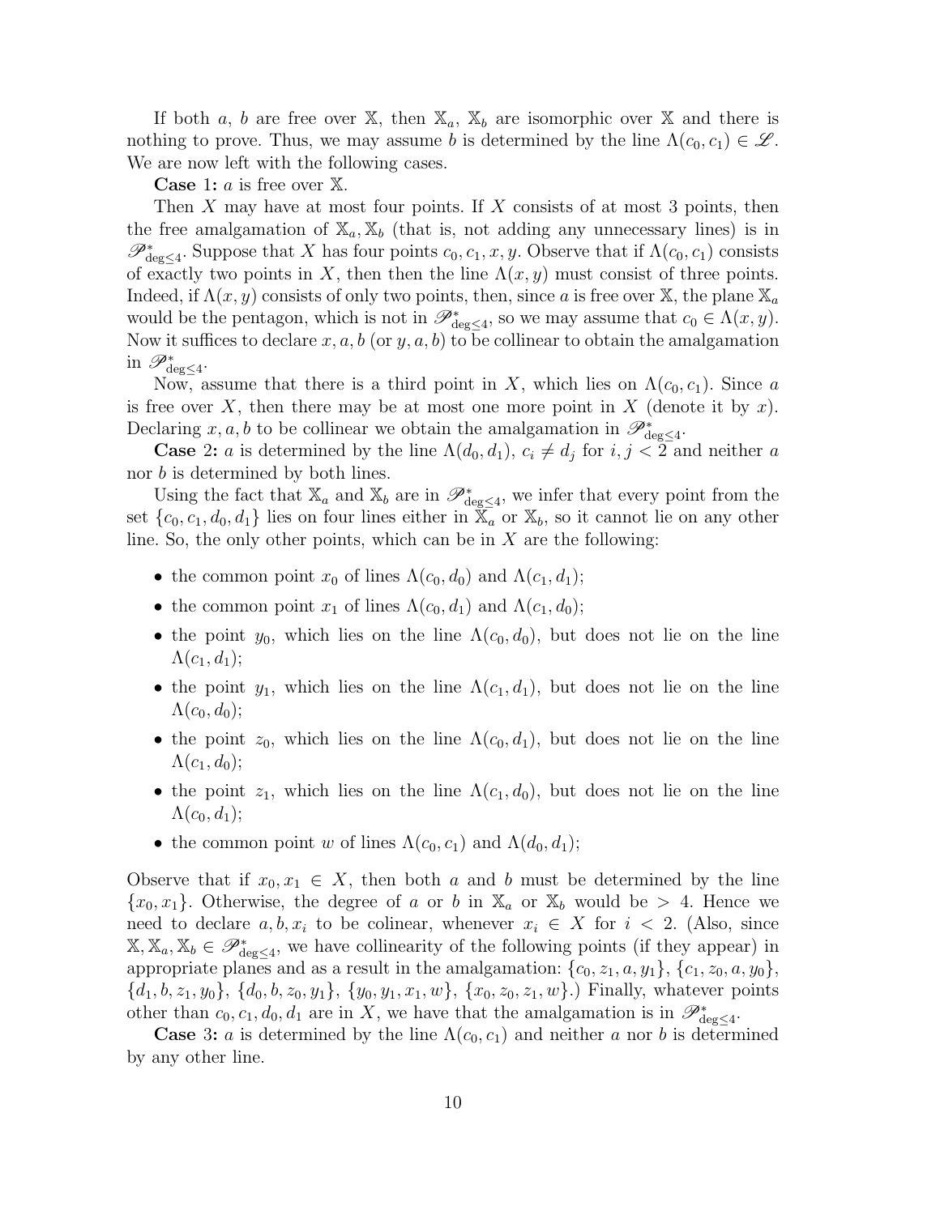If both $a$, $b$ are free over $\mathbb{X}$, then $\mathbb{X}_a$, $\mathbb{X}_b$ are isomorphic over $\mathbb{X}$ and there is nothing to prove. Thus, we may assume $b$ is determined by the line $\Lambda(c_0, c_1) \in \mathscr{L}$. We are now left with the following cases.

**Case 1:** $a$ is free over $\mathbb{X}$.

Then $X$ may have at most four points. If $X$ consists of at most 3 points, then the free amalgamation of $\mathbb{X}_a, \mathbb{X}_b$ (that is, not adding any unnecessary lines) is in $\mathscr{P}^*_{\deg\leq 4}$. Suppose that $X$ has four points $c_0, c_1, x, y$. Observe that if $\Lambda(c_0, c_1)$ consists of exactly two points in $X$, then then the line $\Lambda(x, y)$ must consist of three points. Indeed, if $\Lambda(x, y)$ consists of only two points, then, since $a$ is free over $\mathbb{X}$, the plane $\mathbb{X}_a$ would be the pentagon, which is not in $\mathscr{P}^*_{\deg\leq 4}$, so we may assume that $c_0 \in \Lambda(x, y)$. Now it suffices to declare $x, a, b$ (or $y, a, b$) to be collinear to obtain the amalgamation in $\mathscr{P}^*_{\deg\leq 4}$.

Now, assume that there is a third point in $X$, which lies on $\Lambda(c_0, c_1)$. Since $a$ is free over $X$, then there may be at most one more point in $X$ (denote it by $x$). Declaring $x, a, b$ to be collinear we obtain the amalgamation in $\mathscr{P}^*_{\deg\leq 4}$.

**Case 2:** $a$ is determined by the line $\Lambda(d_0, d_1)$, $c_i \neq d_j$ for $i, j < 2$ and neither $a$ nor $b$ is determined by both lines.

Using the fact that $\mathbb{X}_a$ and $\mathbb{X}_b$ are in $\mathscr{P}^*_{\deg\leq 4}$, we infer that every point from the set $\{c_0, c_1, d_0, d_1\}$ lies on four lines either in $\mathbb{X}_a$ or $\mathbb{X}_b$, so it cannot lie on any other line. So, the only other points, which can be in $X$ are the following:

- the common point $x_0$ of lines $\Lambda(c_0, d_0)$ and $\Lambda(c_1, d_1)$;
- the common point $x_1$ of lines $\Lambda(c_0, d_1)$ and $\Lambda(c_1, d_0)$;
- the point $y_0$, which lies on the line $\Lambda(c_0, d_0)$, but does not lie on the line $\Lambda(c_1, d_1)$;
- the point $y_1$, which lies on the line $\Lambda(c_1, d_1)$, but does not lie on the line $\Lambda(c_0, d_0)$;
- the point $z_0$, which lies on the line $\Lambda(c_0, d_1)$, but does not lie on the line $\Lambda(c_1, d_0)$;
- the point $z_1$, which lies on the line $\Lambda(c_1, d_0)$, but does not lie on the line $\Lambda(c_0, d_1)$;
- the common point $w$ of lines $\Lambda(c_0, c_1)$ and $\Lambda(d_0, d_1)$;

Observe that if $x_0, x_1 \in X$, then both $a$ and $b$ must be determined by the line $\{x_0, x_1\}$. Otherwise, the degree of $a$ or $b$ in $\mathbb{X}_a$ or $\mathbb{X}_b$ would be $> 4$. Hence we need to declare $a, b, x_i$ to be colinear, whenever $x_i \in X$ for $i < 2$. (Also, since $\mathbb{X}, \mathbb{X}_a, \mathbb{X}_b \in \mathscr{P}^*_{\deg\leq 4}$, we have collinearity of the following points (if they appear) in appropriate planes and as a result in the amalgamation: $\{c_0, z_1, a, y_1\}$, $\{c_1, z_0, a, y_0\}$, $\{d_1, b, z_1, y_0\}$, $\{d_0, b, z_0, y_1\}$, $\{y_0, y_1, x_1, w\}$, $\{x_0, z_0, z_1, w\}$.) Finally, whatever points other than $c_0, c_1, d_0, d_1$ are in $X$, we have that the amalgamation is in $\mathscr{P}^*_{\deg\leq 4}$.

**Case 3:** $a$ is determined by the line $\Lambda(c_0, c_1)$ and neither $a$ nor $b$ is determined by any other line.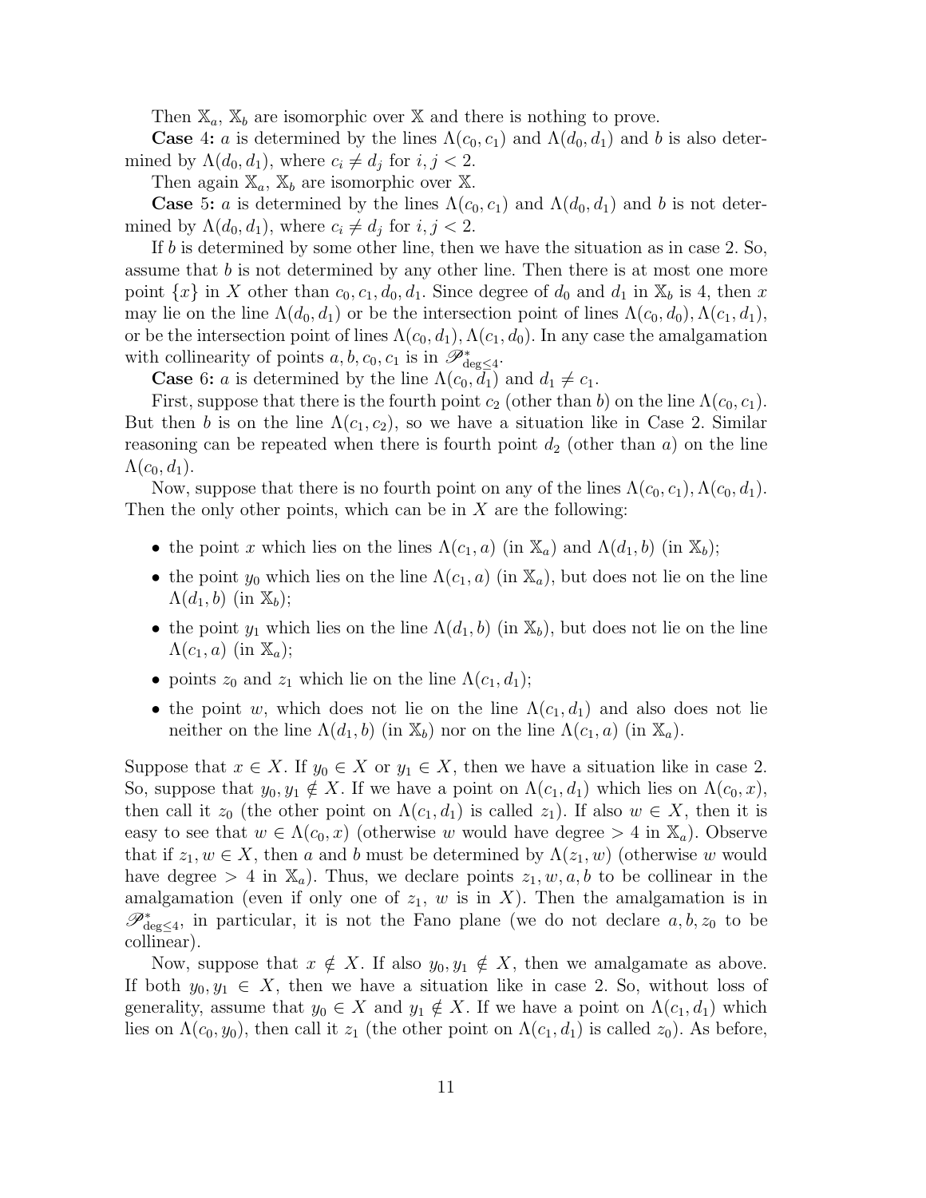Then $\mathbb{X}_a$, $\mathbb{X}_b$ are isomorphic over $\mathbb{X}$ and there is nothing to prove.

**Case 4:** $a$ is determined by the lines $\Lambda(c_0, c_1)$ and $\Lambda(d_0, d_1)$ and $b$ is also determined by $\Lambda(d_0, d_1)$, where $c_i \neq d_j$ for $i, j < 2$.

Then again $\mathbb{X}_a$, $\mathbb{X}_b$ are isomorphic over $\mathbb{X}$.

**Case 5:** $a$ is determined by the lines $\Lambda(c_0, c_1)$ and $\Lambda(d_0, d_1)$ and $b$ is not determined by $\Lambda(d_0, d_1)$, where $c_i \neq d_j$ for $i, j < 2$.

If $b$ is determined by some other line, then we have the situation as in case 2. So, assume that $b$ is not determined by any other line. Then there is at most one more point $\{x\}$ in $X$ other than $c_0, c_1, d_0, d_1$. Since degree of $d_0$ and $d_1$ in $\mathbb{X}_b$ is 4, then $x$ may lie on the line $\Lambda(d_0, d_1)$ or be the intersection point of lines $\Lambda(c_0, d_0), \Lambda(c_1, d_1)$, or be the intersection point of lines $\Lambda(c_0, d_1), \Lambda(c_1, d_0)$. In any case the amalgamation with collinearity of points $a, b, c_0, c_1$ is in $\mathscr{P}^*_{\deg\leq 4}$.

**Case 6:** $a$ is determined by the line $\Lambda(c_0, d_1)$ and $d_1 \neq c_1$.

First, suppose that there is the fourth point $c_2$ (other than $b$) on the line $\Lambda(c_0, c_1)$. But then $b$ is on the line $\Lambda(c_1, c_2)$, so we have a situation like in Case 2. Similar reasoning can be repeated when there is fourth point $d_2$ (other than $a$) on the line $\Lambda(c_0, d_1)$.

Now, suppose that there is no fourth point on any of the lines $\Lambda(c_0, c_1), \Lambda(c_0, d_1)$. Then the only other points, which can be in $X$ are the following:

- the point $x$ which lies on the lines $\Lambda(c_1, a)$ (in $\mathbb{X}_a$) and $\Lambda(d_1, b)$ (in $\mathbb{X}_b$);
- the point $y_0$ which lies on the line $\Lambda(c_1, a)$ (in $\mathbb{X}_a$), but does not lie on the line $\Lambda(d_1, b)$ (in $\mathbb{X}_b$);
- the point $y_1$ which lies on the line $\Lambda(d_1, b)$ (in $\mathbb{X}_b$), but does not lie on the line $\Lambda(c_1, a)$ (in $\mathbb{X}_a$);
- points $z_0$ and $z_1$ which lie on the line $\Lambda(c_1, d_1)$;
- the point $w$, which does not lie on the line $\Lambda(c_1, d_1)$ and also does not lie neither on the line $\Lambda(d_1, b)$ (in $\mathbb{X}_b$) nor on the line $\Lambda(c_1, a)$ (in $\mathbb{X}_a$).

Suppose that $x \in X$. If $y_0 \in X$ or $y_1 \in X$, then we have a situation like in case 2. So, suppose that $y_0, y_1 \notin X$. If we have a point on $\Lambda(c_1, d_1)$ which lies on $\Lambda(c_0, x)$, then call it $z_0$ (the other point on $\Lambda(c_1, d_1)$ is called $z_1$). If also $w \in X$, then it is easy to see that $w \in \Lambda(c_0, x)$ (otherwise $w$ would have degree $> 4$ in $\mathbb{X}_a$). Observe that if $z_1, w \in X$, then $a$ and $b$ must be determined by $\Lambda(z_1, w)$ (otherwise $w$ would have degree $> 4$ in $\mathbb{X}_a$). Thus, we declare points $z_1, w, a, b$ to be collinear in the amalgamation (even if only one of $z_1$, $w$ is in $X$). Then the amalgamation is in $\mathscr{P}^*_{\deg\leq 4}$, in particular, it is not the Fano plane (we do not declare $a, b, z_0$ to be collinear).

Now, suppose that $x \notin X$. If also $y_0, y_1 \notin X$, then we amalgamate as above. If both $y_0, y_1 \in X$, then we have a situation like in case 2. So, without loss of generality, assume that $y_0 \in X$ and $y_1 \notin X$. If we have a point on $\Lambda(c_1, d_1)$ which lies on $\Lambda(c_0, y_0)$, then call it $z_1$ (the other point on $\Lambda(c_1, d_1)$ is called $z_0$). As before,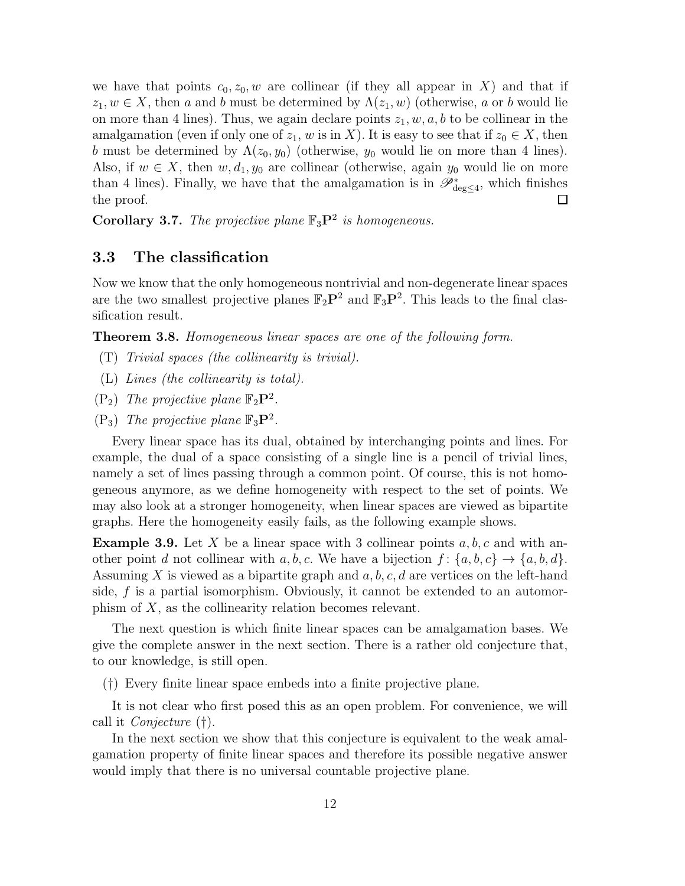we have that points $c_0, z_0, w$ are collinear (if they all appear in $X$) and that if $z_1, w \in X$, then $a$ and $b$ must be determined by $\Lambda(z_1, w)$ (otherwise, $a$ or $b$ would lie on more than 4 lines). Thus, we again declare points $z_1, w, a, b$ to be collinear in the amalgamation (even if only one of $z_1$, $w$ is in $X$). It is easy to see that if $z_0 \in X$, then $b$ must be determined by $\Lambda(z_0, y_0)$ (otherwise, $y_0$ would lie on more than 4 lines). Also, if $w \in X$, then $w, d_1, y_0$ are collinear (otherwise, again $y_0$ would lie on more than 4 lines). Finally, we have that the amalgamation is in $\mathscr{P}^*_{\deg \leq 4}$, which finishes the proof. $\square$

**Corollary 3.7.** *The projective plane $\mathbb{F}_3\mathbf{P}^2$ is homogeneous.*

## 3.3 The classification

Now we know that the only homogeneous nontrivial and non-degenerate linear spaces are the two smallest projective planes $\mathbb{F}_2\mathbf{P}^2$ and $\mathbb{F}_3\mathbf{P}^2$. This leads to the final classification result.

**Theorem 3.8.** *Homogeneous linear spaces are one of the following form.*

- (T) *Trivial spaces (the collinearity is trivial).*
- (L) *Lines (the collinearity is total).*
- ($\mathrm{P}_2$) *The projective plane $\mathbb{F}_2\mathbf{P}^2$.*
- ($\mathrm{P}_3$) *The projective plane $\mathbb{F}_3\mathbf{P}^2$.*

Every linear space has its dual, obtained by interchanging points and lines. For example, the dual of a space consisting of a single line is a pencil of trivial lines, namely a set of lines passing through a common point. Of course, this is not homogeneous anymore, as we define homogeneity with respect to the set of points. We may also look at a stronger homogeneity, when linear spaces are viewed as bipartite graphs. Here the homogeneity easily fails, as the following example shows.

**Example 3.9.** Let $X$ be a linear space with 3 collinear points $a, b, c$ and with another point $d$ not collinear with $a, b, c$. We have a bijection $f \colon \{a, b, c\} \to \{a, b, d\}$. Assuming $X$ is viewed as a bipartite graph and $a, b, c, d$ are vertices on the left-hand side, $f$ is a partial isomorphism. Obviously, it cannot be extended to an automorphism of $X$, as the collinearity relation becomes relevant.

The next question is which finite linear spaces can be amalgamation bases. We give the complete answer in the next section. There is a rather old conjecture that, to our knowledge, is still open.

(†) Every finite linear space embeds into a finite projective plane.

It is not clear who first posed this as an open problem. For convenience, we will call it *Conjecture* (†).

In the next section we show that this conjecture is equivalent to the weak amalgamation property of finite linear spaces and therefore its possible negative answer would imply that there is no universal countable projective plane.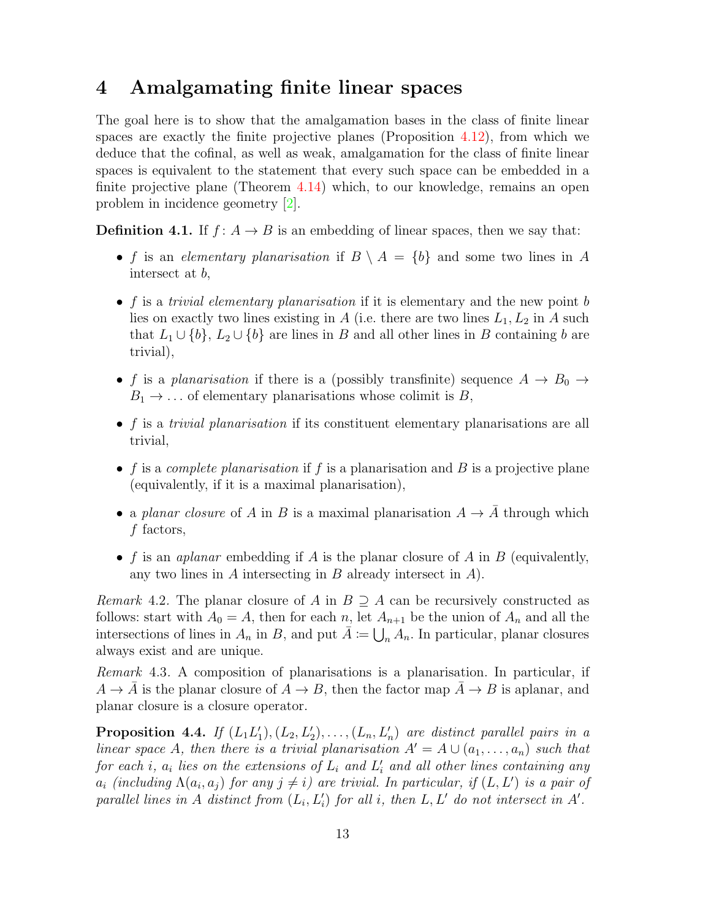## 4 Amalgamating finite linear spaces

The goal here is to show that the amalgamation bases in the class of finite linear spaces are exactly the finite projective planes (Proposition 4.12), from which we deduce that the cofinal, as well as weak, amalgamation for the class of finite linear spaces is equivalent to the statement that every such space can be embedded in a finite projective plane (Theorem 4.14) which, to our knowledge, remains an open problem in incidence geometry [2].

**Definition 4.1.** If $f\colon A \to B$ is an embedding of linear spaces, then we say that:

- $f$ is an *elementary planarisation* if $B \setminus A = \{b\}$ and some two lines in $A$ intersect at $b$,
- $f$ is a *trivial elementary planarisation* if it is elementary and the new point $b$ lies on exactly two lines existing in $A$ (i.e. there are two lines $L_1, L_2$ in $A$ such that $L_1 \cup \{b\}$, $L_2 \cup \{b\}$ are lines in $B$ and all other lines in $B$ containing $b$ are trivial),
- $f$ is a *planarisation* if there is a (possibly transfinite) sequence $A \to B_0 \to B_1 \to \dots$ of elementary planarisations whose colimit is $B$,
- $f$ is a *trivial planarisation* if its constituent elementary planarisations are all trivial,
- $f$ is a *complete planarisation* if $f$ is a planarisation and $B$ is a projective plane (equivalently, if it is a maximal planarisation),
- a *planar closure* of $A$ in $B$ is a maximal planarisation $A \to \bar{A}$ through which $f$ factors,
- $f$ is an *aplanar* embedding if $A$ is the planar closure of $A$ in $B$ (equivalently, any two lines in $A$ intersecting in $B$ already intersect in $A$).

*Remark* 4.2. The planar closure of $A$ in $B \supseteq A$ can be recursively constructed as follows: start with $A_0 = A$, then for each $n$, let $A_{n+1}$ be the union of $A_n$ and all the intersections of lines in $A_n$ in $B$, and put $\bar{A} \coloneqq \bigcup_n A_n$. In particular, planar closures always exist and are unique.

*Remark* 4.3. A composition of planarisations is a planarisation. In particular, if $A \to \bar{A}$ is the planar closure of $A \to B$, then the factor map $\bar{A} \to B$ is aplanar, and planar closure is a closure operator.

**Proposition 4.4.** *If $(L_1 L_1'), (L_2, L_2'), \dots, (L_n, L_n')$ are distinct parallel pairs in a linear space $A$, then there is a trivial planarisation $A' = A \cup (a_1, \dots, a_n)$ such that for each $i$, $a_i$ lies on the extensions of $L_i$ and $L_i'$ and all other lines containing any $a_i$ (including $\Lambda(a_i, a_j)$ for any $j \neq i$) are trivial. In particular, if $(L, L')$ is a pair of parallel lines in $A$ distinct from $(L_i, L_i')$ for all $i$, then $L, L'$ do not intersect in $A'$.*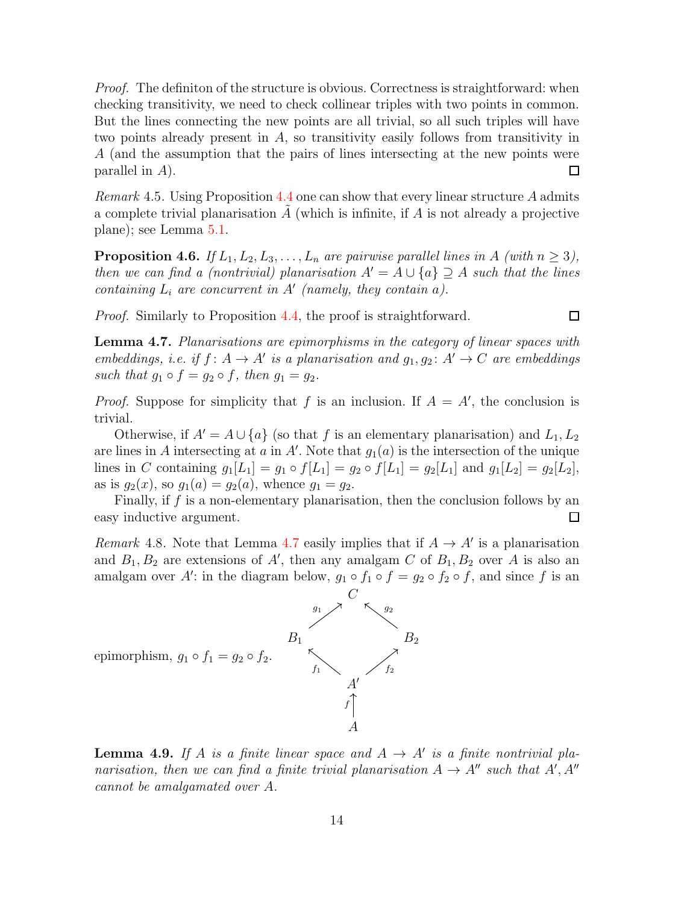*Proof.* The definiton of the structure is obvious. Correctness is straightforward: when checking transitivity, we need to check collinear triples with two points in common. But the lines connecting the new points are all trivial, so all such triples will have two points already present in $A$, so transitivity easily follows from transitivity in $A$ (and the assumption that the pairs of lines intersecting at the new points were parallel in $A$). ☐

*Remark* 4.5. Using Proposition 4.4 one can show that every linear structure $A$ admits a complete trivial planarisation $\tilde{A}$ (which is infinite, if $A$ is not already a projective plane); see Lemma 5.1.

**Proposition 4.6.** *If $L_1, L_2, L_3, \ldots, L_n$ are pairwise parallel lines in $A$ (with $n \geq 3$), then we can find a (nontrivial) planarisation $A' = A \cup \{a\} \supseteq A$ such that the lines containing $L_i$ are concurrent in $A'$ (namely, they contain $a$).*

*Proof.* Similarly to Proposition 4.4, the proof is straightforward. ☐

**Lemma 4.7.** *Planarisations are epimorphisms in the category of linear spaces with embeddings, i.e. if $f\colon A \to A'$ is a planarisation and $g_1, g_2\colon A' \to C$ are embeddings such that $g_1 \circ f = g_2 \circ f$, then $g_1 = g_2$.*

*Proof.* Suppose for simplicity that $f$ is an inclusion. If $A = A'$, the conclusion is trivial.

Otherwise, if $A' = A \cup \{a\}$ (so that $f$ is an elementary planarisation) and $L_1, L_2$ are lines in $A$ intersecting at $a$ in $A'$. Note that $g_1(a)$ is the intersection of the unique lines in $C$ containing $g_1[L_1] = g_1 \circ f[L_1] = g_2 \circ f[L_1] = g_2[L_1]$ and $g_1[L_2] = g_2[L_2]$, as is $g_2(x)$, so $g_1(a) = g_2(a)$, whence $g_1 = g_2$.

Finally, if $f$ is a non-elementary planarisation, then the conclusion follows by an easy inductive argument. ☐

*Remark* 4.8. Note that Lemma 4.7 easily implies that if $A \to A'$ is a planarisation and $B_1, B_2$ are extensions of $A'$, then any amalgam $C$ of $B_1, B_2$ over $A$ is also an amalgam over $A'$: in the diagram below, $g_1 \circ f_1 \circ f = g_2 \circ f_2 \circ f$, and since $f$ is an epimorphism, $g_1 \circ f_1 = g_2 \circ f_2$.

$$
\begin{array}{ccccc}
 & & C & & \\
 & \overset{g_1}{\nearrow} & & \overset{g_2}{\nwarrow} & \\
B_1 & & & & B_2 \\
 & \underset{f_1}{\nwarrow} & & \underset{f_2}{\nearrow} & \\
 & & A' & & \\
 & & {\scriptstyle f}\uparrow & & \\
 & & A & &
\end{array}
$$

**Lemma 4.9.** *If $A$ is a finite linear space and $A \to A'$ is a finite nontrivial planarisation, then we can find a finite trivial planarisation $A \to A''$ such that $A', A''$ cannot be amalgamated over $A$.*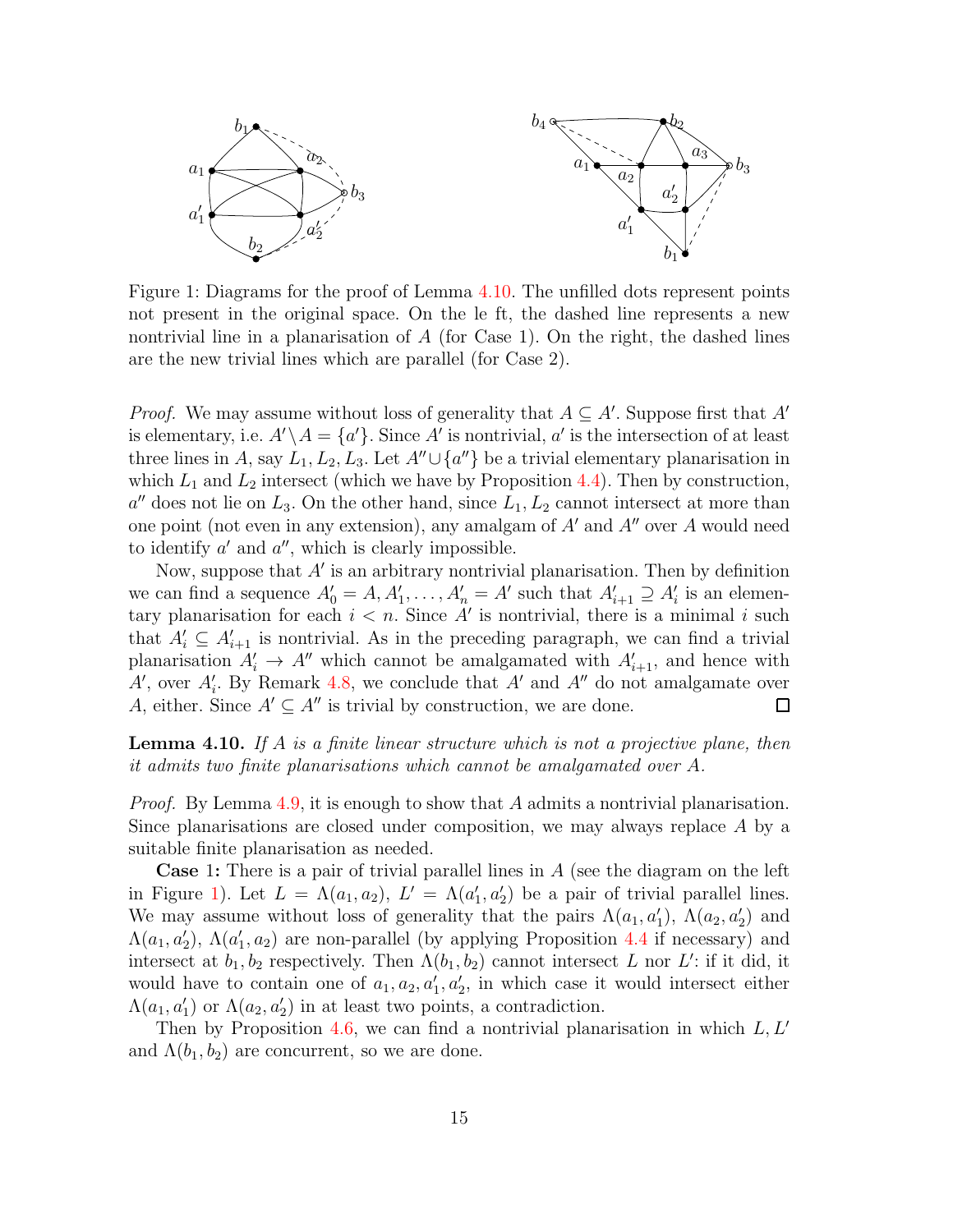Figure 1: Diagrams for the proof of Lemma 4.10. The unfilled dots represent points not present in the original space. On the le ft, the dashed line represents a new nontrivial line in a planarisation of $A$ (for Case 1). On the right, the dashed lines are the new trivial lines which are parallel (for Case 2).

*Proof.* We may assume without loss of generality that $A \subseteq A'$. Suppose first that $A'$ is elementary, i.e. $A' \setminus A = \{a'\}$. Since $A'$ is nontrivial, $a'$ is the intersection of at least three lines in $A$, say $L_1, L_2, L_3$. Let $A'' \cup \{a''\}$ be a trivial elementary planarisation in which $L_1$ and $L_2$ intersect (which we have by Proposition 4.4). Then by construction, $a''$ does not lie on $L_3$. On the other hand, since $L_1, L_2$ cannot intersect at more than one point (not even in any extension), any amalgam of $A'$ and $A''$ over $A$ would need to identify $a'$ and $a''$, which is clearly impossible.

Now, suppose that $A'$ is an arbitrary nontrivial planarisation. Then by definition we can find a sequence $A'_0 = A, A'_1, \ldots, A'_n = A'$ such that $A'_{i+1} \supseteq A'_i$ is an elementary planarisation for each $i < n$. Since $A'$ is nontrivial, there is a minimal $i$ such that $A'_i \subseteq A'_{i+1}$ is nontrivial. As in the preceding paragraph, we can find a trivial planarisation $A'_i \to A''$ which cannot be amalgamated with $A'_{i+1}$, and hence with $A'$, over $A'_i$. By Remark 4.8, we conclude that $A'$ and $A''$ do not amalgamate over $A$, either. Since $A' \subseteq A''$ is trivial by construction, we are done. □

**Lemma 4.10.** *If $A$ is a finite linear structure which is not a projective plane, then it admits two finite planarisations which cannot be amalgamated over $A$.*

*Proof.* By Lemma 4.9, it is enough to show that $A$ admits a nontrivial planarisation. Since planarisations are closed under composition, we may always replace $A$ by a suitable finite planarisation as needed.

**Case 1:** There is a pair of trivial parallel lines in $A$ (see the diagram on the left in Figure 1). Let $L = \Lambda(a_1, a_2)$, $L' = \Lambda(a'_1, a'_2)$ be a pair of trivial parallel lines. We may assume without loss of generality that the pairs $\Lambda(a_1, a'_1)$, $\Lambda(a_2, a'_2)$ and $\Lambda(a_1, a'_2)$, $\Lambda(a'_1, a_2)$ are non-parallel (by applying Proposition 4.4 if necessary) and intersect at $b_1, b_2$ respectively. Then $\Lambda(b_1, b_2)$ cannot intersect $L$ nor $L'$: if it did, it would have to contain one of $a_1, a_2, a'_1, a'_2$, in which case it would intersect either $\Lambda(a_1, a'_1)$ or $\Lambda(a_2, a'_2)$ in at least two points, a contradiction.

Then by Proposition 4.6, we can find a nontrivial planarisation in which $L, L'$ and $\Lambda(b_1, b_2)$ are concurrent, so we are done.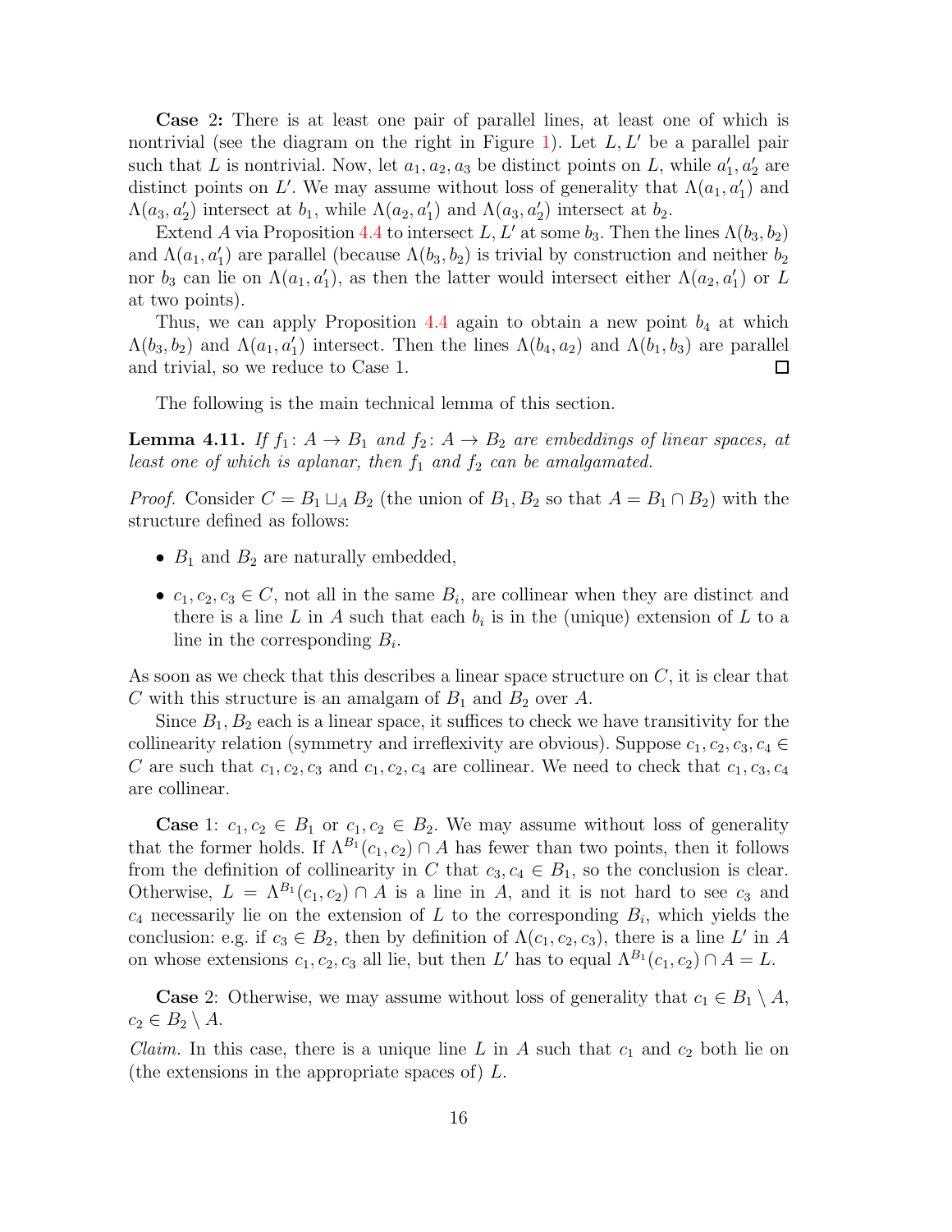**Case 2:** There is at least one pair of parallel lines, at least one of which is nontrivial (see the diagram on the right in Figure 1). Let $L, L'$ be a parallel pair such that $L$ is nontrivial. Now, let $a_1, a_2, a_3$ be distinct points on $L$, while $a'_1, a'_2$ are distinct points on $L'$. We may assume without loss of generality that $\Lambda(a_1, a'_1)$ and $\Lambda(a_3, a'_2)$ intersect at $b_1$, while $\Lambda(a_2, a'_1)$ and $\Lambda(a_3, a'_2)$ intersect at $b_2$.

Extend $A$ via Proposition 4.4 to intersect $L, L'$ at some $b_3$. Then the lines $\Lambda(b_3, b_2)$ and $\Lambda(a_1, a'_1)$ are parallel (because $\Lambda(b_3, b_2)$ is trivial by construction and neither $b_2$ nor $b_3$ can lie on $\Lambda(a_1, a'_1)$, as then the latter would intersect either $\Lambda(a_2, a'_1)$ or $L$ at two points).

Thus, we can apply Proposition 4.4 again to obtain a new point $b_4$ at which $\Lambda(b_3, b_2)$ and $\Lambda(a_1, a'_1)$ intersect. Then the lines $\Lambda(b_4, a_2)$ and $\Lambda(b_1, b_3)$ are parallel and trivial, so we reduce to Case 1. □

The following is the main technical lemma of this section.

**Lemma 4.11.** *If $f_1 \colon A \to B_1$ and $f_2 \colon A \to B_2$ are embeddings of linear spaces, at least one of which is aplanar, then $f_1$ and $f_2$ can be amalgamated.*

*Proof.* Consider $C = B_1 \sqcup_A B_2$ (the union of $B_1, B_2$ so that $A = B_1 \cap B_2$) with the structure defined as follows:

- $B_1$ and $B_2$ are naturally embedded,
- $c_1, c_2, c_3 \in C$, not all in the same $B_i$, are collinear when they are distinct and there is a line $L$ in $A$ such that each $b_i$ is in the (unique) extension of $L$ to a line in the corresponding $B_i$.

As soon as we check that this describes a linear space structure on $C$, it is clear that $C$ with this structure is an amalgam of $B_1$ and $B_2$ over $A$.

Since $B_1, B_2$ each is a linear space, it suffices to check we have transitivity for the collinearity relation (symmetry and irreflexivity are obvious). Suppose $c_1, c_2, c_3, c_4 \in C$ are such that $c_1, c_2, c_3$ and $c_1, c_2, c_4$ are collinear. We need to check that $c_1, c_3, c_4$ are collinear.

**Case** 1: $c_1, c_2 \in B_1$ or $c_1, c_2 \in B_2$. We may assume without loss of generality that the former holds. If $\Lambda^{B_1}(c_1, c_2) \cap A$ has fewer than two points, then it follows from the definition of collinearity in $C$ that $c_3, c_4 \in B_1$, so the conclusion is clear. Otherwise, $L = \Lambda^{B_1}(c_1, c_2) \cap A$ is a line in $A$, and it is not hard to see $c_3$ and $c_4$ necessarily lie on the extension of $L$ to the corresponding $B_i$, which yields the conclusion: e.g. if $c_3 \in B_2$, then by definition of $\Lambda(c_1, c_2, c_3)$, there is a line $L'$ in $A$ on whose extensions $c_1, c_2, c_3$ all lie, but then $L'$ has to equal $\Lambda^{B_1}(c_1, c_2) \cap A = L$.

**Case** 2: Otherwise, we may assume without loss of generality that $c_1 \in B_1 \setminus A$, $c_2 \in B_2 \setminus A$.

*Claim.* In this case, there is a unique line $L$ in $A$ such that $c_1$ and $c_2$ both lie on (the extensions in the appropriate spaces of) $L$.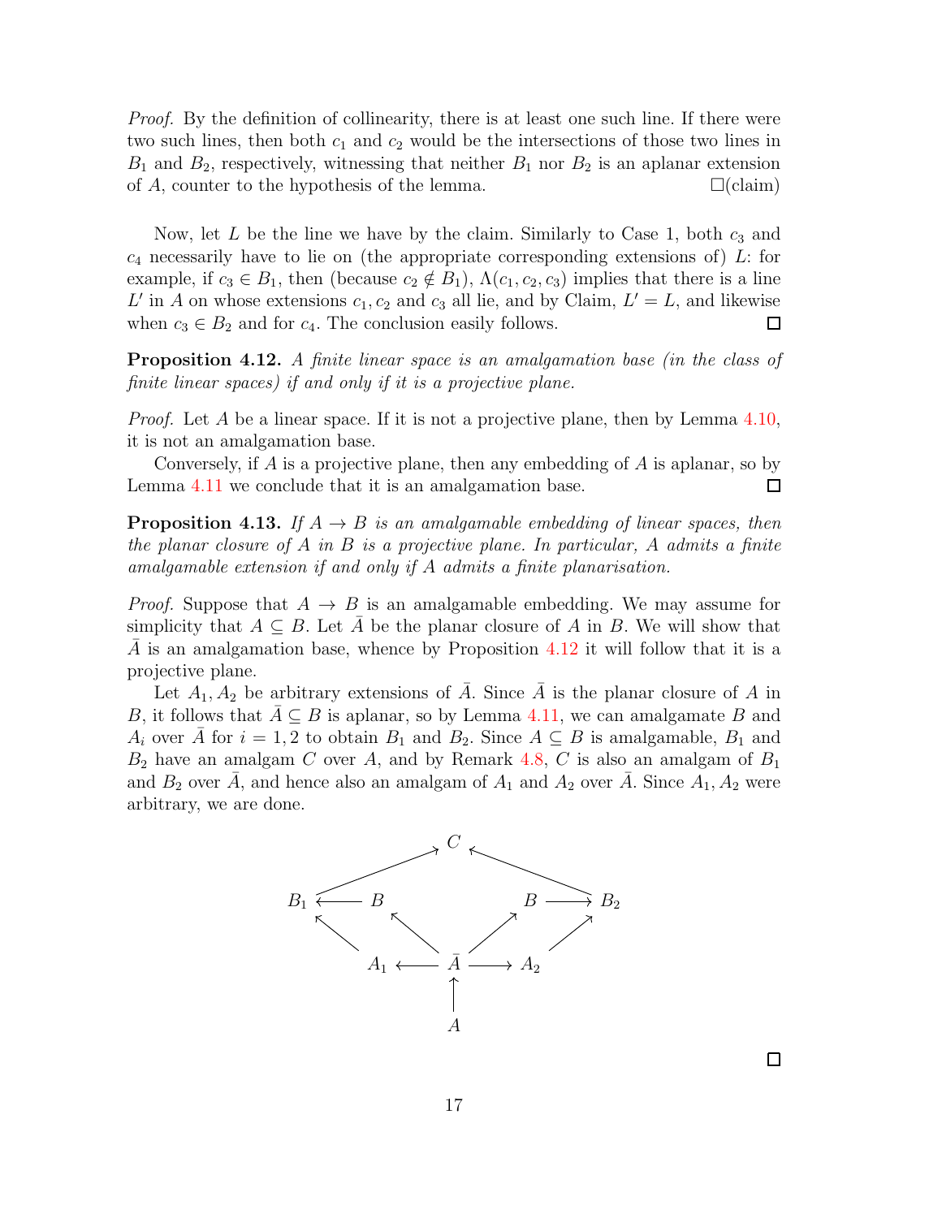*Proof.* By the definition of collinearity, there is at least one such line. If there were two such lines, then both $c_1$ and $c_2$ would be the intersections of those two lines in $B_1$ and $B_2$, respectively, witnessing that neither $B_1$ nor $B_2$ is an aplanar extension of $A$, counter to the hypothesis of the lemma. □(claim)

Now, let $L$ be the line we have by the claim. Similarly to Case 1, both $c_3$ and $c_4$ necessarily have to lie on (the appropriate corresponding extensions of) $L$: for example, if $c_3 \in B_1$, then (because $c_2 \notin B_1$), $\Lambda(c_1, c_2, c_3)$ implies that there is a line $L'$ in $A$ on whose extensions $c_1, c_2$ and $c_3$ all lie, and by Claim, $L' = L$, and likewise when $c_3 \in B_2$ and for $c_4$. The conclusion easily follows. □

**Proposition 4.12.** *A finite linear space is an amalgamation base (in the class of finite linear spaces) if and only if it is a projective plane.*

*Proof.* Let $A$ be a linear space. If it is not a projective plane, then by Lemma 4.10, it is not an amalgamation base.

Conversely, if $A$ is a projective plane, then any embedding of $A$ is aplanar, so by Lemma 4.11 we conclude that it is an amalgamation base. □

**Proposition 4.13.** *If $A \to B$ is an amalgamable embedding of linear spaces, then the planar closure of $A$ in $B$ is a projective plane. In particular, $A$ admits a finite amalgamable extension if and only if $A$ admits a finite planarisation.*

*Proof.* Suppose that $A \to B$ is an amalgamable embedding. We may assume for simplicity that $A \subseteq B$. Let $\bar{A}$ be the planar closure of $A$ in $B$. We will show that $\bar{A}$ is an amalgamation base, whence by Proposition 4.12 it will follow that it is a projective plane.

Let $A_1, A_2$ be arbitrary extensions of $\bar{A}$. Since $\bar{A}$ is the planar closure of $A$ in $B$, it follows that $\bar{A} \subseteq B$ is aplanar, so by Lemma 4.11, we can amalgamate $B$ and $A_i$ over $\bar{A}$ for $i = 1, 2$ to obtain $B_1$ and $B_2$. Since $A \subseteq B$ is amalgamable, $B_1$ and $B_2$ have an amalgam $C$ over $A$, and by Remark 4.8, $C$ is also an amalgam of $B_1$ and $B_2$ over $\bar{A}$, and hence also an amalgam of $A_1$ and $A_2$ over $\bar{A}$. Since $A_1, A_2$ were arbitrary, we are done.

$$
\begin{array}{ccccccc}
 & & & C & & & \\
 & \nearrow & & & & \nwarrow & \\
B_1 & \leftarrow & B & & B & \rightarrow & B_2 \\
\nwarrow & & \nwarrow & & \nearrow & & \nearrow \\
 & A_1 & \leftarrow & \bar{A} & \rightarrow & A_2 & \\
 & & & \uparrow & & & \\
 & & & A & & &
\end{array}
$$

□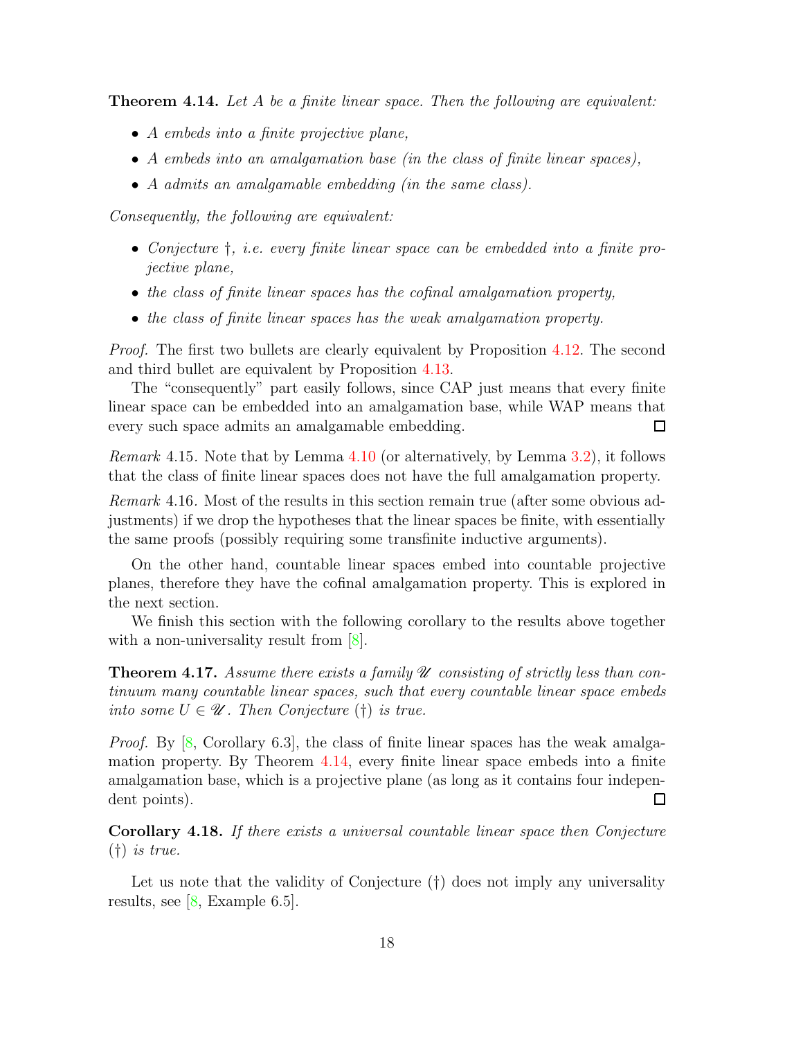**Theorem 4.14.** *Let $A$ be a finite linear space. Then the following are equivalent:*

- *$A$ embeds into a finite projective plane,*
- *$A$ embeds into an amalgamation base (in the class of finite linear spaces),*
- *$A$ admits an amalgamable embedding (in the same class).*

*Consequently, the following are equivalent:*

- *Conjecture †, i.e. every finite linear space can be embedded into a finite projective plane,*
- *the class of finite linear spaces has the cofinal amalgamation property,*
- *the class of finite linear spaces has the weak amalgamation property.*

*Proof.* The first two bullets are clearly equivalent by Proposition 4.12. The second and third bullet are equivalent by Proposition 4.13.

The "consequently" part easily follows, since CAP just means that every finite linear space can be embedded into an amalgamation base, while WAP means that every such space admits an amalgamable embedding. □

*Remark* 4.15. Note that by Lemma 4.10 (or alternatively, by Lemma 3.2), it follows that the class of finite linear spaces does not have the full amalgamation property.

*Remark* 4.16. Most of the results in this section remain true (after some obvious adjustments) if we drop the hypotheses that the linear spaces be finite, with essentially the same proofs (possibly requiring some transfinite inductive arguments).

On the other hand, countable linear spaces embed into countable projective planes, therefore they have the cofinal amalgamation property. This is explored in the next section.

We finish this section with the following corollary to the results above together with a non-universality result from [8].

**Theorem 4.17.** *Assume there exists a family $\mathscr{U}$ consisting of strictly less than continuum many countable linear spaces, such that every countable linear space embeds into some $U \in \mathscr{U}$. Then Conjecture (†) is true.*

*Proof.* By [8, Corollary 6.3], the class of finite linear spaces has the weak amalgamation property. By Theorem 4.14, every finite linear space embeds into a finite amalgamation base, which is a projective plane (as long as it contains four independent points). □

**Corollary 4.18.** *If there exists a universal countable linear space then Conjecture (†) is true.*

Let us note that the validity of Conjecture (†) does not imply any universality results, see [8, Example 6.5].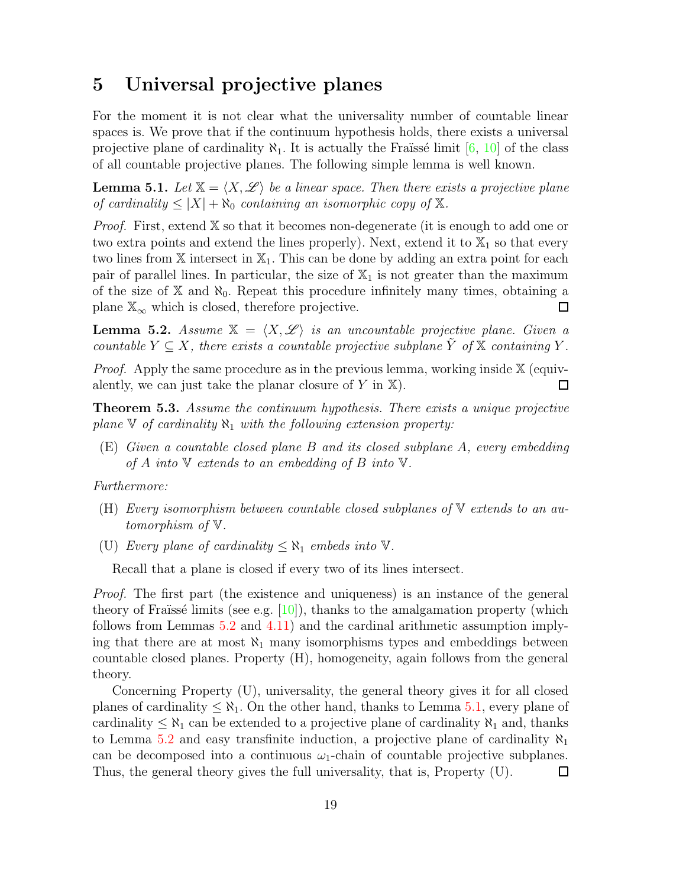## 5 Universal projective planes

For the moment it is not clear what the universality number of countable linear spaces is. We prove that if the continuum hypothesis holds, there exists a universal projective plane of cardinality $\aleph_1$. It is actually the Fraïssé limit [6, 10] of the class of all countable projective planes. The following simple lemma is well known.

**Lemma 5.1.** *Let $\mathbb{X} = \langle X, \mathscr{L} \rangle$ be a linear space. Then there exists a projective plane of cardinality $\leq |X| + \aleph_0$ containing an isomorphic copy of $\mathbb{X}$.*

*Proof.* First, extend $\mathbb{X}$ so that it becomes non-degenerate (it is enough to add one or two extra points and extend the lines properly). Next, extend it to $\mathbb{X}_1$ so that every two lines from $\mathbb{X}$ intersect in $\mathbb{X}_1$. This can be done by adding an extra point for each pair of parallel lines. In particular, the size of $\mathbb{X}_1$ is not greater than the maximum of the size of $\mathbb{X}$ and $\aleph_0$. Repeat this procedure infinitely many times, obtaining a plane $\mathbb{X}_\infty$ which is closed, therefore projective. $\square$

**Lemma 5.2.** *Assume $\mathbb{X} = \langle X, \mathscr{L} \rangle$ is an uncountable projective plane. Given a countable $Y \subseteq X$, there exists a countable projective subplane $\tilde{Y}$ of $\mathbb{X}$ containing $Y$.*

*Proof.* Apply the same procedure as in the previous lemma, working inside $\mathbb{X}$ (equivalently, we can just take the planar closure of $Y$ in $\mathbb{X}$). $\square$

**Theorem 5.3.** *Assume the continuum hypothesis. There exists a unique projective plane $\mathbb{V}$ of cardinality $\aleph_1$ with the following extension property:*

- (E) *Given a countable closed plane $B$ and its closed subplane $A$, every embedding of $A$ into $\mathbb{V}$ extends to an embedding of $B$ into $\mathbb{V}$.*

*Furthermore:*

- (H) *Every isomorphism between countable closed subplanes of $\mathbb{V}$ extends to an automorphism of $\mathbb{V}$.*
- (U) *Every plane of cardinality $\leq \aleph_1$ embeds into $\mathbb{V}$.*

Recall that a plane is closed if every two of its lines intersect.

*Proof.* The first part (the existence and uniqueness) is an instance of the general theory of Fraïssé limits (see e.g. [10]), thanks to the amalgamation property (which follows from Lemmas 5.2 and 4.11) and the cardinal arithmetic assumption implying that there are at most $\aleph_1$ many isomorphisms types and embeddings between countable closed planes. Property (H), homogeneity, again follows from the general theory.

Concerning Property (U), universality, the general theory gives it for all closed planes of cardinality $\leq \aleph_1$. On the other hand, thanks to Lemma 5.1, every plane of cardinality $\leq \aleph_1$ can be extended to a projective plane of cardinality $\aleph_1$ and, thanks to Lemma 5.2 and easy transfinite induction, a projective plane of cardinality $\aleph_1$ can be decomposed into a continuous $\omega_1$-chain of countable projective subplanes. Thus, the general theory gives the full universality, that is, Property (U). $\square$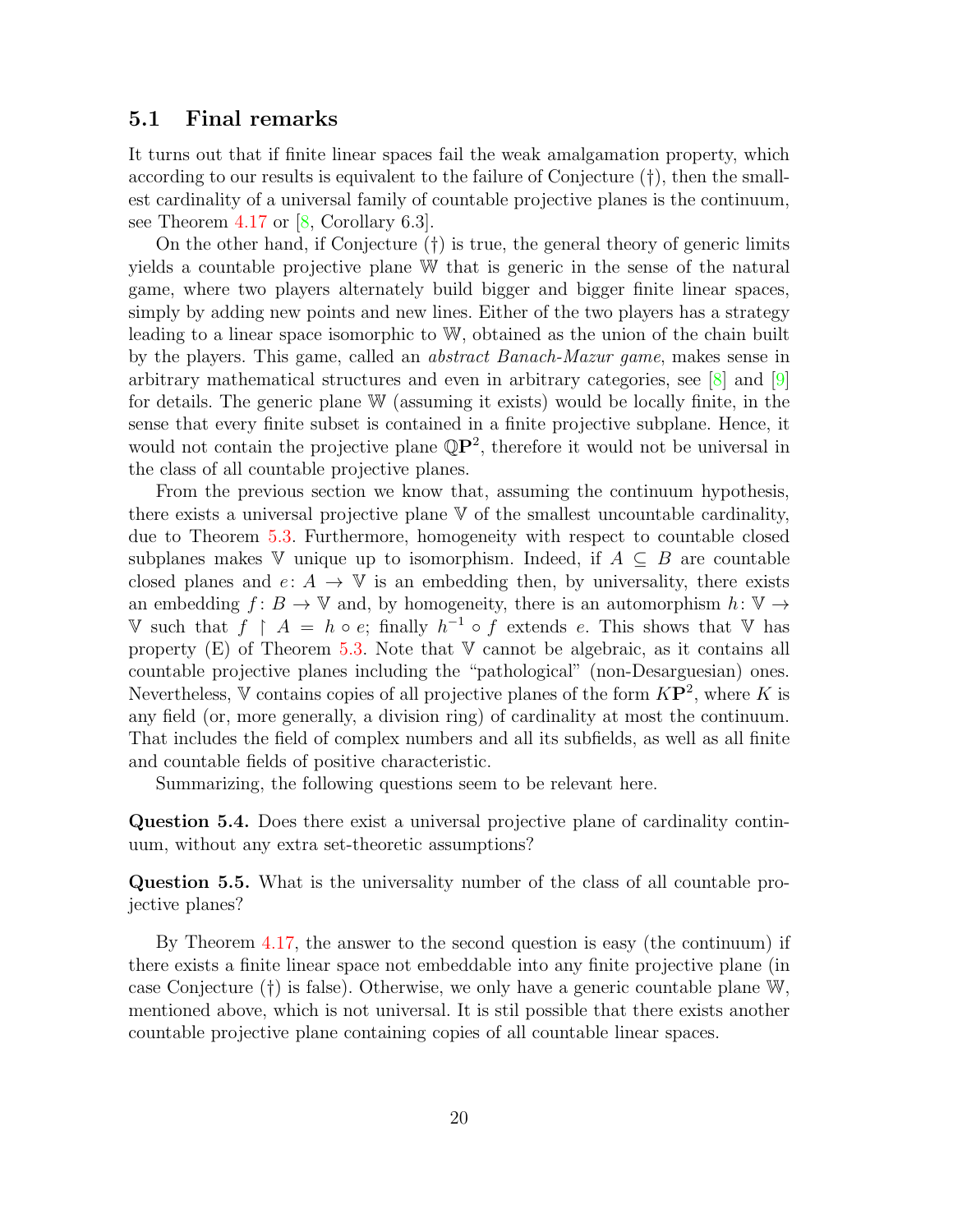## 5.1 Final remarks

It turns out that if finite linear spaces fail the weak amalgamation property, which according to our results is equivalent to the failure of Conjecture (†), then the smallest cardinality of a universal family of countable projective planes is the continuum, see Theorem 4.17 or [8, Corollary 6.3].

On the other hand, if Conjecture (†) is true, the general theory of generic limits yields a countable projective plane $\mathbb{W}$ that is generic in the sense of the natural game, where two players alternately build bigger and bigger finite linear spaces, simply by adding new points and new lines. Either of the two players has a strategy leading to a linear space isomorphic to $\mathbb{W}$, obtained as the union of the chain built by the players. This game, called an *abstract Banach-Mazur game*, makes sense in arbitrary mathematical structures and even in arbitrary categories, see [8] and [9] for details. The generic plane $\mathbb{W}$ (assuming it exists) would be locally finite, in the sense that every finite subset is contained in a finite projective subplane. Hence, it would not contain the projective plane $\mathbb{Q}\mathbf{P}^2$, therefore it would not be universal in the class of all countable projective planes.

From the previous section we know that, assuming the continuum hypothesis, there exists a universal projective plane $\mathbb{V}$ of the smallest uncountable cardinality, due to Theorem 5.3. Furthermore, homogeneity with respect to countable closed subplanes makes $\mathbb{V}$ unique up to isomorphism. Indeed, if $A \subseteq B$ are countable closed planes and $e \colon A \to \mathbb{V}$ is an embedding then, by universality, there exists an embedding $f \colon B \to \mathbb{V}$ and, by homogeneity, there is an automorphism $h \colon \mathbb{V} \to \mathbb{V}$ such that $f \restriction A = h \circ e$; finally $h^{-1} \circ f$ extends $e$. This shows that $\mathbb{V}$ has property (E) of Theorem 5.3. Note that $\mathbb{V}$ cannot be algebraic, as it contains all countable projective planes including the "pathological" (non-Desarguesian) ones. Nevertheless, $\mathbb{V}$ contains copies of all projective planes of the form $K\mathbf{P}^2$, where $K$ is any field (or, more generally, a division ring) of cardinality at most the continuum. That includes the field of complex numbers and all its subfields, as well as all finite and countable fields of positive characteristic.

Summarizing, the following questions seem to be relevant here.

**Question 5.4.** Does there exist a universal projective plane of cardinality continuum, without any extra set-theoretic assumptions?

**Question 5.5.** What is the universality number of the class of all countable projective planes?

By Theorem 4.17, the answer to the second question is easy (the continuum) if there exists a finite linear space not embeddable into any finite projective plane (in case Conjecture (†) is false). Otherwise, we only have a generic countable plane $\mathbb{W}$, mentioned above, which is not universal. It is stil possible that there exists another countable projective plane containing copies of all countable linear spaces.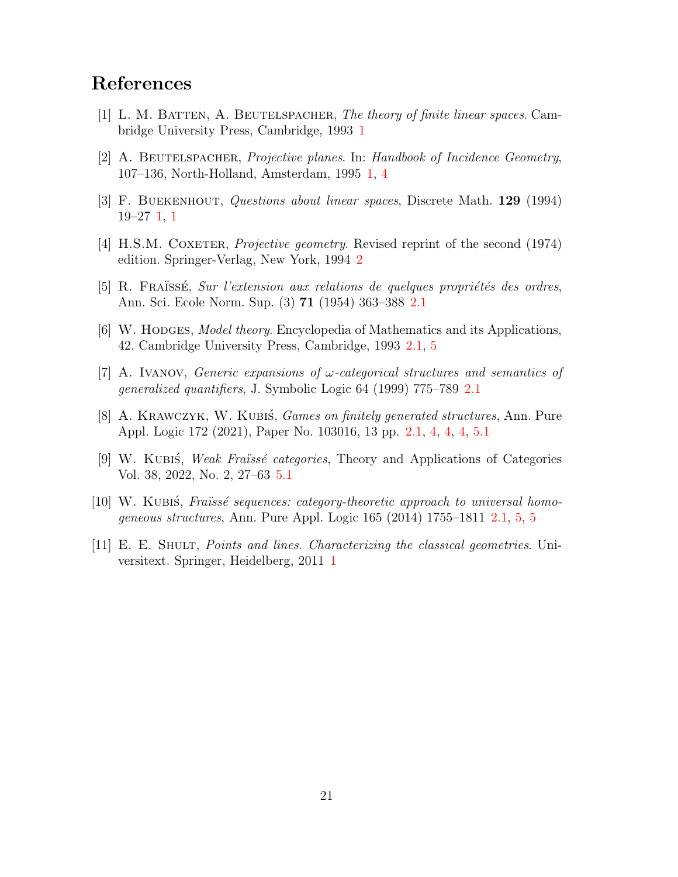# References

[1] L. M. Batten, A. Beutelspacher, *The theory of finite linear spaces*. Cambridge University Press, Cambridge, 1993 1

[2] A. Beutelspacher, *Projective planes*. In: *Handbook of Incidence Geometry*, 107–136, North-Holland, Amsterdam, 1995 1, 4

[3] F. Buekenhout, *Questions about linear spaces*, Discrete Math. **129** (1994) 19–27 1, 1

[4] H.S.M. Coxeter, *Projective geometry*. Revised reprint of the second (1974) edition. Springer-Verlag, New York, 1994 2

[5] R. Fraïssé, *Sur l'extension aux relations de quelques propriétés des ordres*, Ann. Sci. Ecole Norm. Sup. (3) **71** (1954) 363–388 2.1

[6] W. Hodges, *Model theory*. Encyclopedia of Mathematics and its Applications, 42. Cambridge University Press, Cambridge, 1993 2.1, 5

[7] A. Ivanov, *Generic expansions of $\omega$-categorical structures and semantics of generalized quantifiers*, J. Symbolic Logic 64 (1999) 775–789 2.1

[8] A. Krawczyk, W. Kubiś, *Games on finitely generated structures*, Ann. Pure Appl. Logic 172 (2021), Paper No. 103016, 13 pp. 2.1, 4, 4, 4, 5.1

[9] W. Kubiś, *Weak Fraïssé categories*, Theory and Applications of Categories Vol. 38, 2022, No. 2, 27–63 5.1

[10] W. Kubiś, *Fraïssé sequences: category-theoretic approach to universal homogeneous structures*, Ann. Pure Appl. Logic 165 (2014) 1755–1811 2.1, 5, 5

[11] E. E. Shult, *Points and lines. Characterizing the classical geometries*. Universitext. Springer, Heidelberg, 2011 1